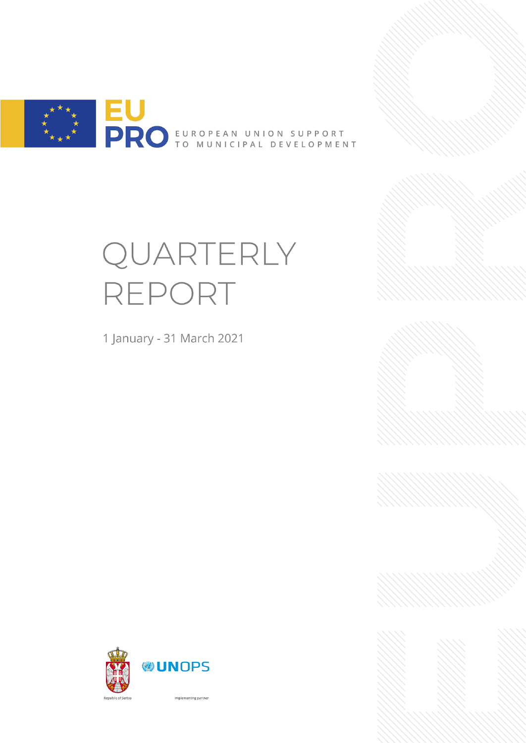EU PRO

EUROPEAN UNION SUPPORT TO MUNICIPAL DEVELOPMENT

# QUARTERLY REPORT

1 January - 31 March 2021

Republic of Serbia

UNOPS

Implementing partner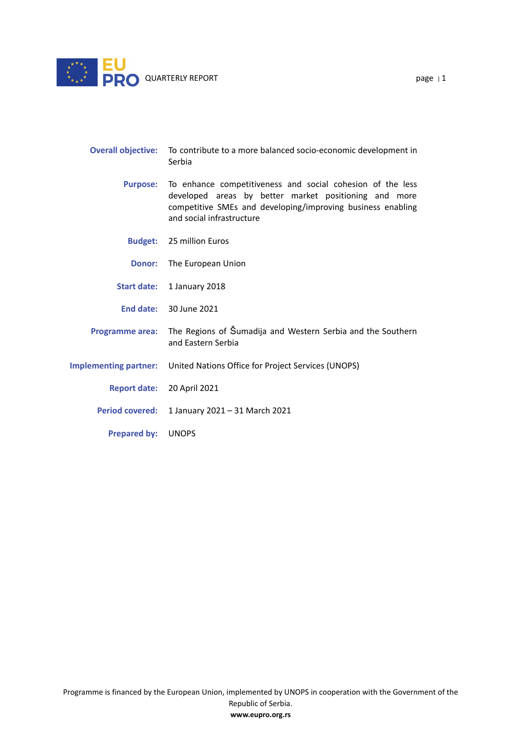| | |
|---|---|
| **Overall objective:** | To contribute to a more balanced socio-economic development in Serbia |
| **Purpose:** | To enhance competitiveness and social cohesion of the less developed areas by better market positioning and more competitive SMEs and developing/improving business enabling and social infrastructure |
| **Budget:** | 25 million Euros |
| **Donor:** | The European Union |
| **Start date:** | 1 January 2018 |
| **End date:** | 30 June 2021 |
| **Programme area:** | The Regions of Šumadija and Western Serbia and the Southern and Eastern Serbia |
| **Implementing partner:** | United Nations Office for Project Services (UNOPS) |
| **Report date:** | 20 April 2021 |
| **Period covered:** | 1 January 2021 – 31 March 2021 |
| **Prepared by:** | UNOPS |

Programme is financed by the European Union, implemented by UNOPS in cooperation with the Government of the Republic of Serbia.
**www.eupro.org.rs**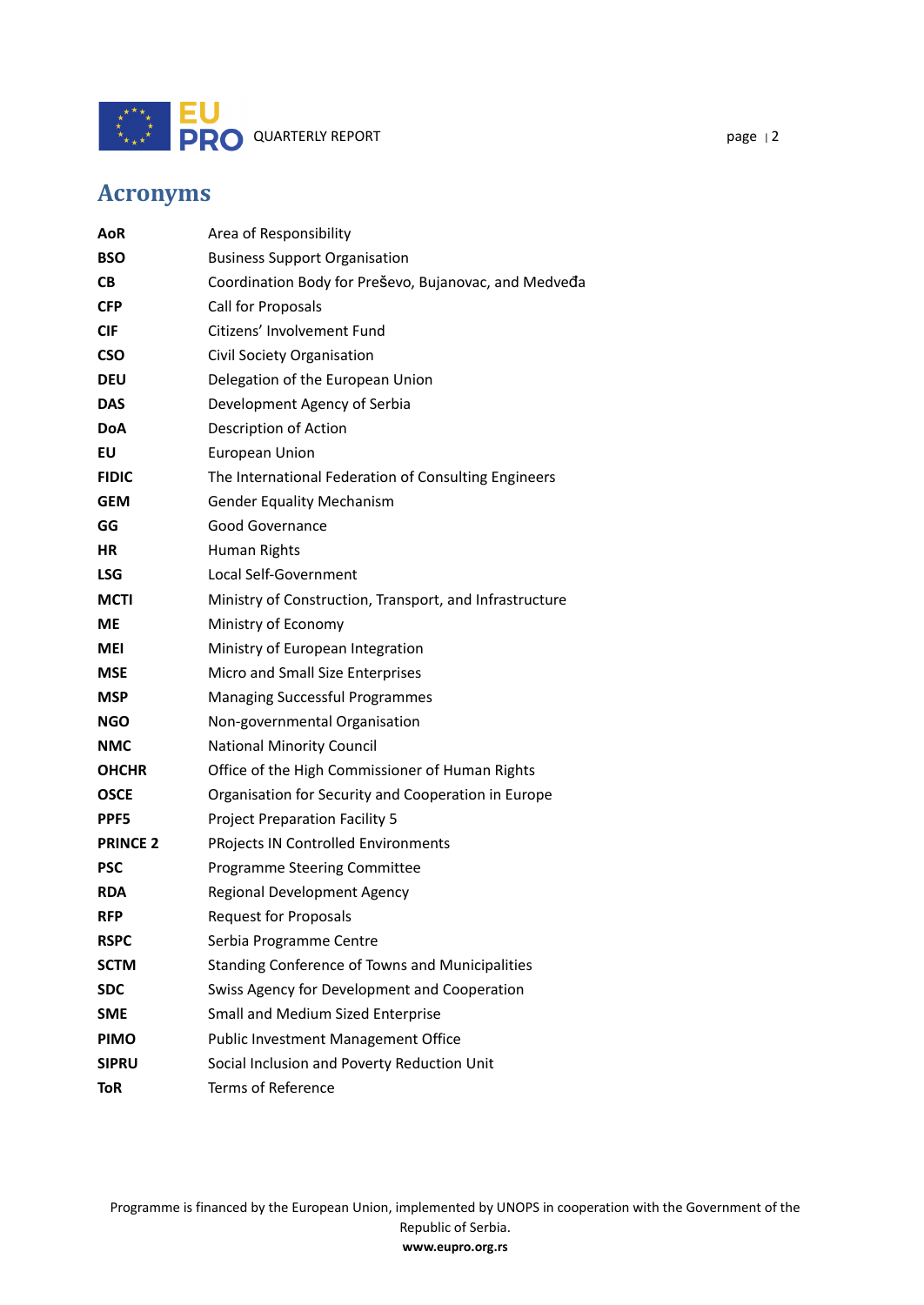# Acronyms

| | |
|---|---|
| **AoR** | Area of Responsibility |
| **BSO** | Business Support Organisation |
| **CB** | Coordination Body for Preševo, Bujanovac, and Medveđa |
| **CFP** | Call for Proposals |
| **CIF** | Citizens' Involvement Fund |
| **CSO** | Civil Society Organisation |
| **DEU** | Delegation of the European Union |
| **DAS** | Development Agency of Serbia |
| **DoA** | Description of Action |
| **EU** | European Union |
| **FIDIC** | The International Federation of Consulting Engineers |
| **GEM** | Gender Equality Mechanism |
| **GG** | Good Governance |
| **HR** | Human Rights |
| **LSG** | Local Self-Government |
| **MCTI** | Ministry of Construction, Transport, and Infrastructure |
| **ME** | Ministry of Economy |
| **MEI** | Ministry of European Integration |
| **MSE** | Micro and Small Size Enterprises |
| **MSP** | Managing Successful Programmes |
| **NGO** | Non-governmental Organisation |
| **NMC** | National Minority Council |
| **OHCHR** | Office of the High Commissioner of Human Rights |
| **OSCE** | Organisation for Security and Cooperation in Europe |
| **PPF5** | Project Preparation Facility 5 |
| **PRINCE 2** | PRojects IN Controlled Environments |
| **PSC** | Programme Steering Committee |
| **RDA** | Regional Development Agency |
| **RFP** | Request for Proposals |
| **RSPC** | Serbia Programme Centre |
| **SCTM** | Standing Conference of Towns and Municipalities |
| **SDC** | Swiss Agency for Development and Cooperation |
| **SME** | Small and Medium Sized Enterprise |
| **PIMO** | Public Investment Management Office |
| **SIPRU** | Social Inclusion and Poverty Reduction Unit |
| **ToR** | Terms of Reference |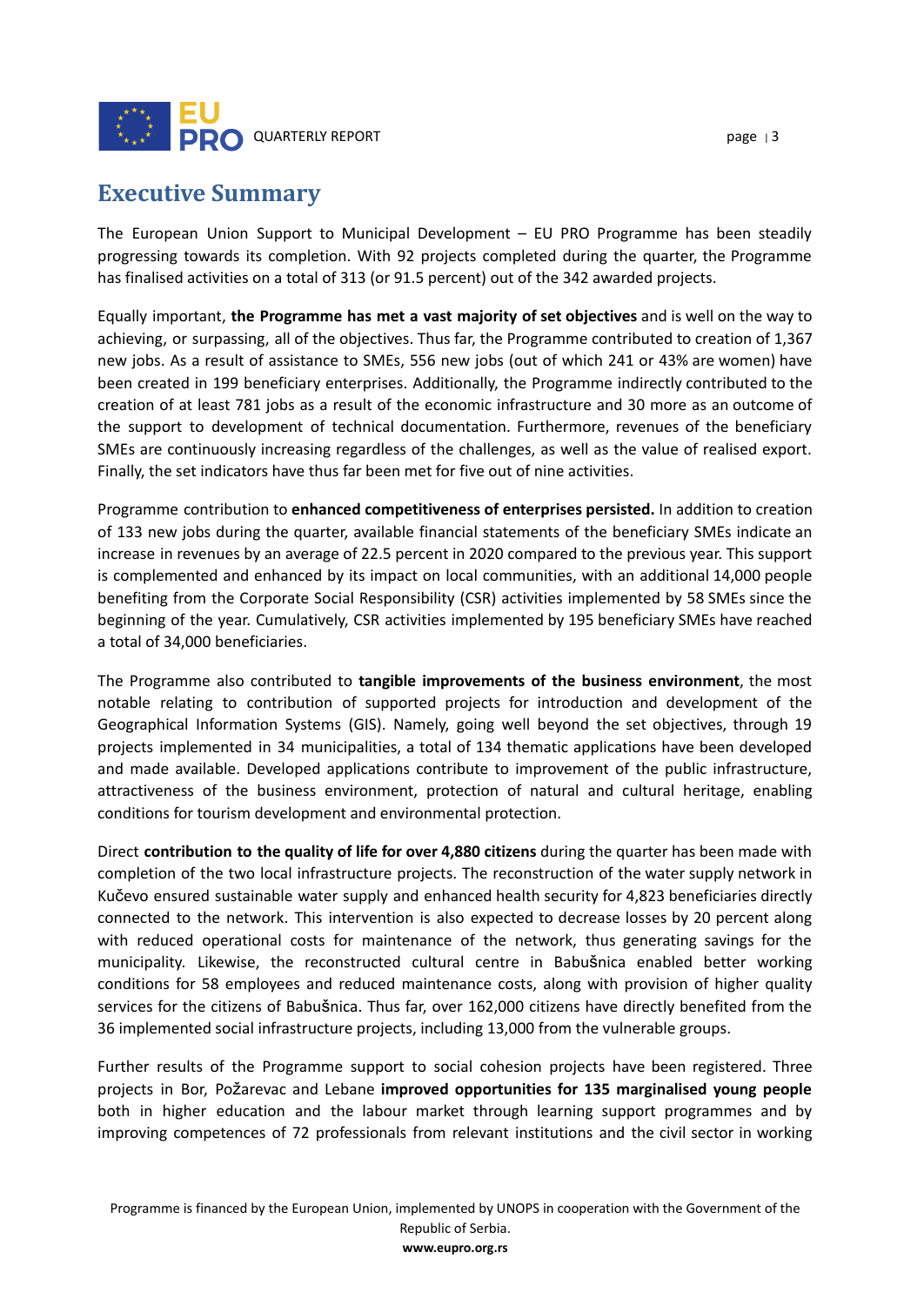# Executive Summary

The European Union Support to Municipal Development – EU PRO Programme has been steadily progressing towards its completion. With 92 projects completed during the quarter, the Programme has finalised activities on a total of 313 (or 91.5 percent) out of the 342 awarded projects.

Equally important, **the Programme has met a vast majority of set objectives** and is well on the way to achieving, or surpassing, all of the objectives. Thus far, the Programme contributed to creation of 1,367 new jobs. As a result of assistance to SMEs, 556 new jobs (out of which 241 or 43% are women) have been created in 199 beneficiary enterprises. Additionally, the Programme indirectly contributed to the creation of at least 781 jobs as a result of the economic infrastructure and 30 more as an outcome of the support to development of technical documentation. Furthermore, revenues of the beneficiary SMEs are continuously increasing regardless of the challenges, as well as the value of realised export. Finally, the set indicators have thus far been met for five out of nine activities.

Programme contribution to **enhanced competitiveness of enterprises persisted.** In addition to creation of 133 new jobs during the quarter, available financial statements of the beneficiary SMEs indicate an increase in revenues by an average of 22.5 percent in 2020 compared to the previous year. This support is complemented and enhanced by its impact on local communities, with an additional 14,000 people benefiting from the Corporate Social Responsibility (CSR) activities implemented by 58 SMEs since the beginning of the year. Cumulatively, CSR activities implemented by 195 beneficiary SMEs have reached a total of 34,000 beneficiaries.

The Programme also contributed to **tangible improvements of the business environment**, the most notable relating to contribution of supported projects for introduction and development of the Geographical Information Systems (GIS). Namely, going well beyond the set objectives, through 19 projects implemented in 34 municipalities, a total of 134 thematic applications have been developed and made available. Developed applications contribute to improvement of the public infrastructure, attractiveness of the business environment, protection of natural and cultural heritage, enabling conditions for tourism development and environmental protection.

Direct **contribution to the quality of life for over 4,880 citizens** during the quarter has been made with completion of the two local infrastructure projects. The reconstruction of the water supply network in Kučevo ensured sustainable water supply and enhanced health security for 4,823 beneficiaries directly connected to the network. This intervention is also expected to decrease losses by 20 percent along with reduced operational costs for maintenance of the network, thus generating savings for the municipality. Likewise, the reconstructed cultural centre in Babušnica enabled better working conditions for 58 employees and reduced maintenance costs, along with provision of higher quality services for the citizens of Babušnica. Thus far, over 162,000 citizens have directly benefited from the 36 implemented social infrastructure projects, including 13,000 from the vulnerable groups.

Further results of the Programme support to social cohesion projects have been registered. Three projects in Bor, Požarevac and Lebane **improved opportunities for 135 marginalised young people** both in higher education and the labour market through learning support programmes and by improving competences of 72 professionals from relevant institutions and the civil sector in working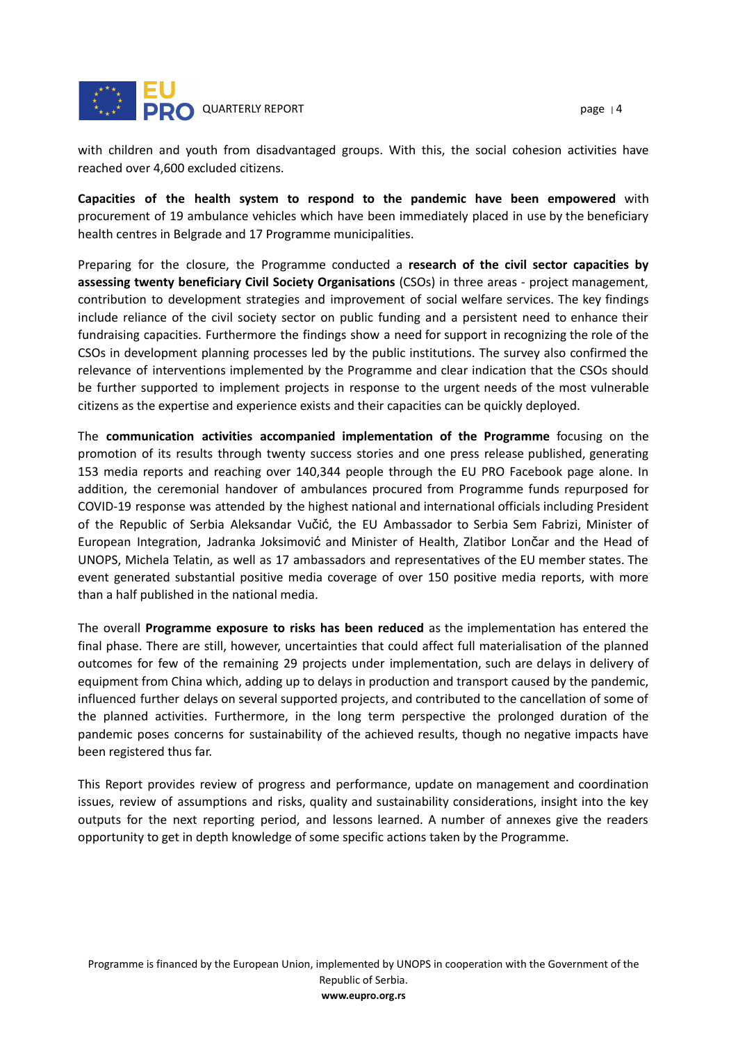with children and youth from disadvantaged groups. With this, the social cohesion activities have reached over 4,600 excluded citizens.

**Capacities of the health system to respond to the pandemic have been empowered** with procurement of 19 ambulance vehicles which have been immediately placed in use by the beneficiary health centres in Belgrade and 17 Programme municipalities.

Preparing for the closure, the Programme conducted a **research of the civil sector capacities by assessing twenty beneficiary Civil Society Organisations** (CSOs) in three areas - project management, contribution to development strategies and improvement of social welfare services. The key findings include reliance of the civil society sector on public funding and a persistent need to enhance their fundraising capacities. Furthermore the findings show a need for support in recognizing the role of the CSOs in development planning processes led by the public institutions. The survey also confirmed the relevance of interventions implemented by the Programme and clear indication that the CSOs should be further supported to implement projects in response to the urgent needs of the most vulnerable citizens as the expertise and experience exists and their capacities can be quickly deployed.

The **communication activities accompanied implementation of the Programme** focusing on the promotion of its results through twenty success stories and one press release published, generating 153 media reports and reaching over 140,344 people through the EU PRO Facebook page alone. In addition, the ceremonial handover of ambulances procured from Programme funds repurposed for COVID-19 response was attended by the highest national and international officials including President of the Republic of Serbia Aleksandar Vučić, the EU Ambassador to Serbia Sem Fabrizi, Minister of European Integration, Jadranka Joksimović and Minister of Health, Zlatibor Lončar and the Head of UNOPS, Michela Telatin, as well as 17 ambassadors and representatives of the EU member states. The event generated substantial positive media coverage of over 150 positive media reports, with more than a half published in the national media.

The overall **Programme exposure to risks has been reduced** as the implementation has entered the final phase. There are still, however, uncertainties that could affect full materialisation of the planned outcomes for few of the remaining 29 projects under implementation, such are delays in delivery of equipment from China which, adding up to delays in production and transport caused by the pandemic, influenced further delays on several supported projects, and contributed to the cancellation of some of the planned activities. Furthermore, in the long term perspective the prolonged duration of the pandemic poses concerns for sustainability of the achieved results, though no negative impacts have been registered thus far.

This Report provides review of progress and performance, update on management and coordination issues, review of assumptions and risks, quality and sustainability considerations, insight into the key outputs for the next reporting period, and lessons learned. A number of annexes give the readers opportunity to get in depth knowledge of some specific actions taken by the Programme.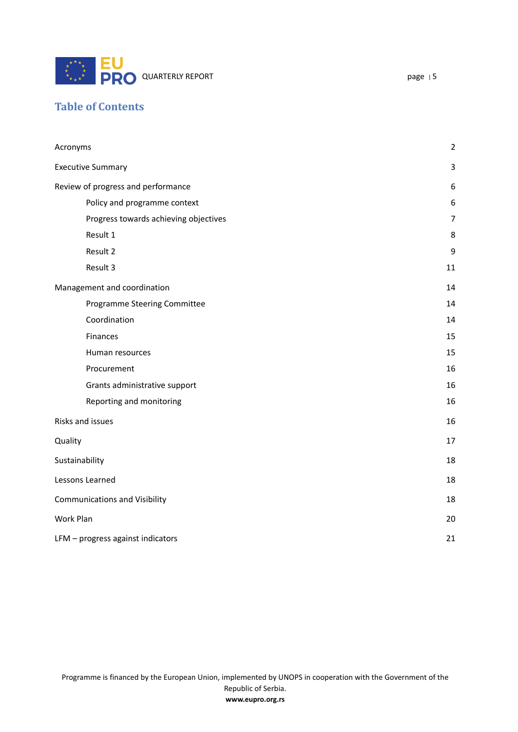# Table of Contents

- Acronyms 2
- Executive Summary 3
- Review of progress and performance 6
  - Policy and programme context 6
  - Progress towards achieving objectives 7
  - Result 1 8
  - Result 2 9
  - Result 3 11
- Management and coordination 14
  - Programme Steering Committee 14
  - Coordination 14
  - Finances 15
  - Human resources 15
  - Procurement 16
  - Grants administrative support 16
  - Reporting and monitoring 16
- Risks and issues 16
- Quality 17
- Sustainability 18
- Lessons Learned 18
- Communications and Visibility 18
- Work Plan 20
- LFM – progress against indicators 21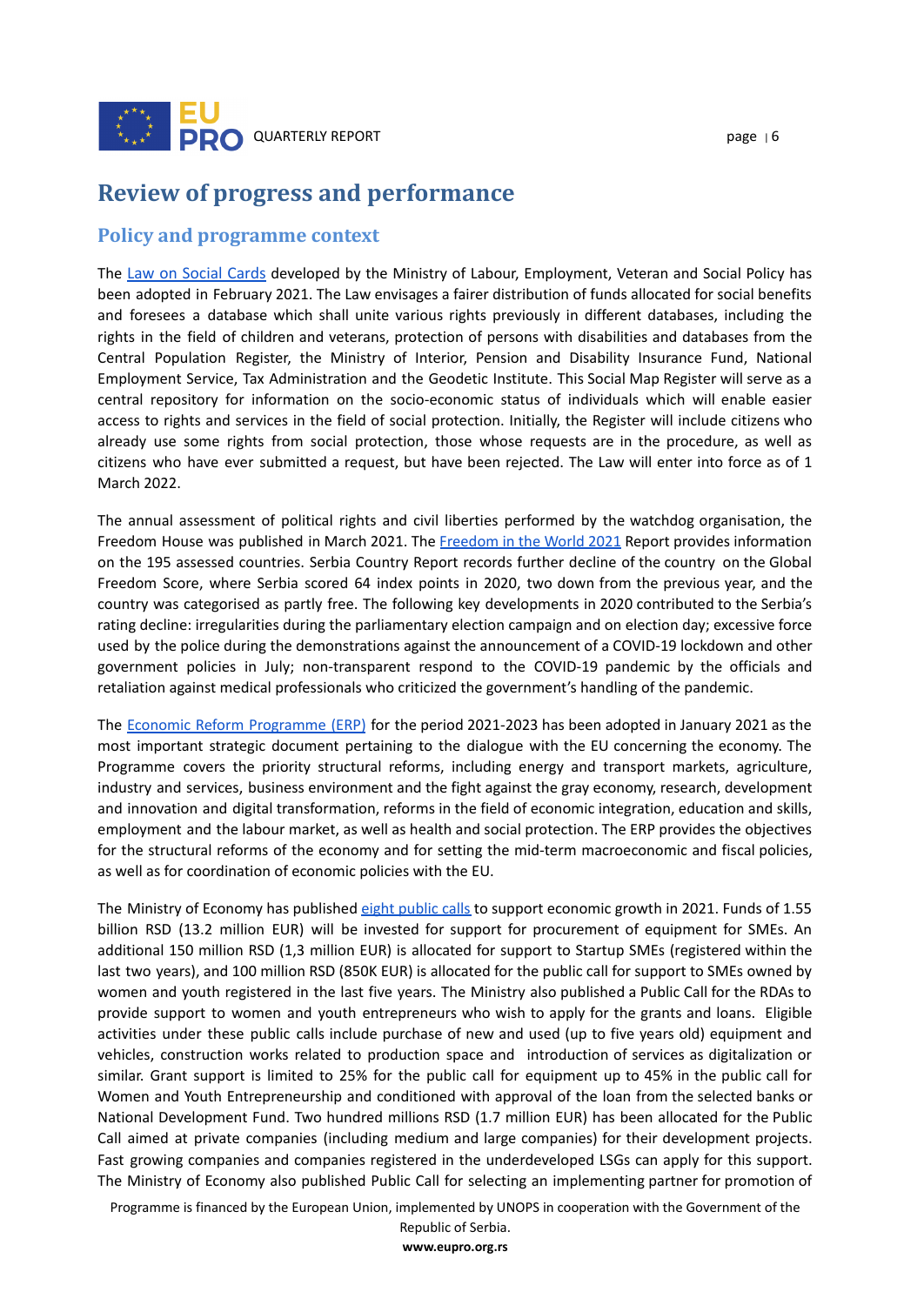# Review of progress and performance

## Policy and programme context

The Law on Social Cards developed by the Ministry of Labour, Employment, Veteran and Social Policy has been adopted in February 2021. The Law envisages a fairer distribution of funds allocated for social benefits and foresees a database which shall unite various rights previously in different databases, including the rights in the field of children and veterans, protection of persons with disabilities and databases from the Central Population Register, the Ministry of Interior, Pension and Disability Insurance Fund, National Employment Service, Tax Administration and the Geodetic Institute. This Social Map Register will serve as a central repository for information on the socio-economic status of individuals which will enable easier access to rights and services in the field of social protection. Initially, the Register will include citizens who already use some rights from social protection, those whose requests are in the procedure, as well as citizens who have ever submitted a request, but have been rejected. The Law will enter into force as of 1 March 2022.

The annual assessment of political rights and civil liberties performed by the watchdog organisation, the Freedom House was published in March 2021. The Freedom in the World 2021 Report provides information on the 195 assessed countries. Serbia Country Report records further decline of the country on the Global Freedom Score, where Serbia scored 64 index points in 2020, two down from the previous year, and the country was categorised as partly free. The following key developments in 2020 contributed to the Serbia's rating decline: irregularities during the parliamentary election campaign and on election day; excessive force used by the police during the demonstrations against the announcement of a COVID-19 lockdown and other government policies in July; non-transparent respond to the COVID-19 pandemic by the officials and retaliation against medical professionals who criticized the government's handling of the pandemic.

The Economic Reform Programme (ERP) for the period 2021-2023 has been adopted in January 2021 as the most important strategic document pertaining to the dialogue with the EU concerning the economy. The Programme covers the priority structural reforms, including energy and transport markets, agriculture, industry and services, business environment and the fight against the gray economy, research, development and innovation and digital transformation, reforms in the field of economic integration, education and skills, employment and the labour market, as well as health and social protection. The ERP provides the objectives for the structural reforms of the economy and for setting the mid-term macroeconomic and fiscal policies, as well as for coordination of economic policies with the EU.

The Ministry of Economy has published eight public calls to support economic growth in 2021. Funds of 1.55 billion RSD (13.2 million EUR) will be invested for support for procurement of equipment for SMEs. An additional 150 million RSD (1,3 million EUR) is allocated for support to Startup SMEs (registered within the last two years), and 100 million RSD (850K EUR) is allocated for the public call for support to SMEs owned by women and youth registered in the last five years. The Ministry also published a Public Call for the RDAs to provide support to women and youth entrepreneurs who wish to apply for the grants and loans. Eligible activities under these public calls include purchase of new and used (up to five years old) equipment and vehicles, construction works related to production space and introduction of services as digitalization or similar. Grant support is limited to 25% for the public call for equipment up to 45% in the public call for Women and Youth Entrepreneurship and conditioned with approval of the loan from the selected banks or National Development Fund. Two hundred millions RSD (1.7 million EUR) has been allocated for the Public Call aimed at private companies (including medium and large companies) for their development projects. Fast growing companies and companies registered in the underdeveloped LSGs can apply for this support. The Ministry of Economy also published Public Call for selecting an implementing partner for promotion of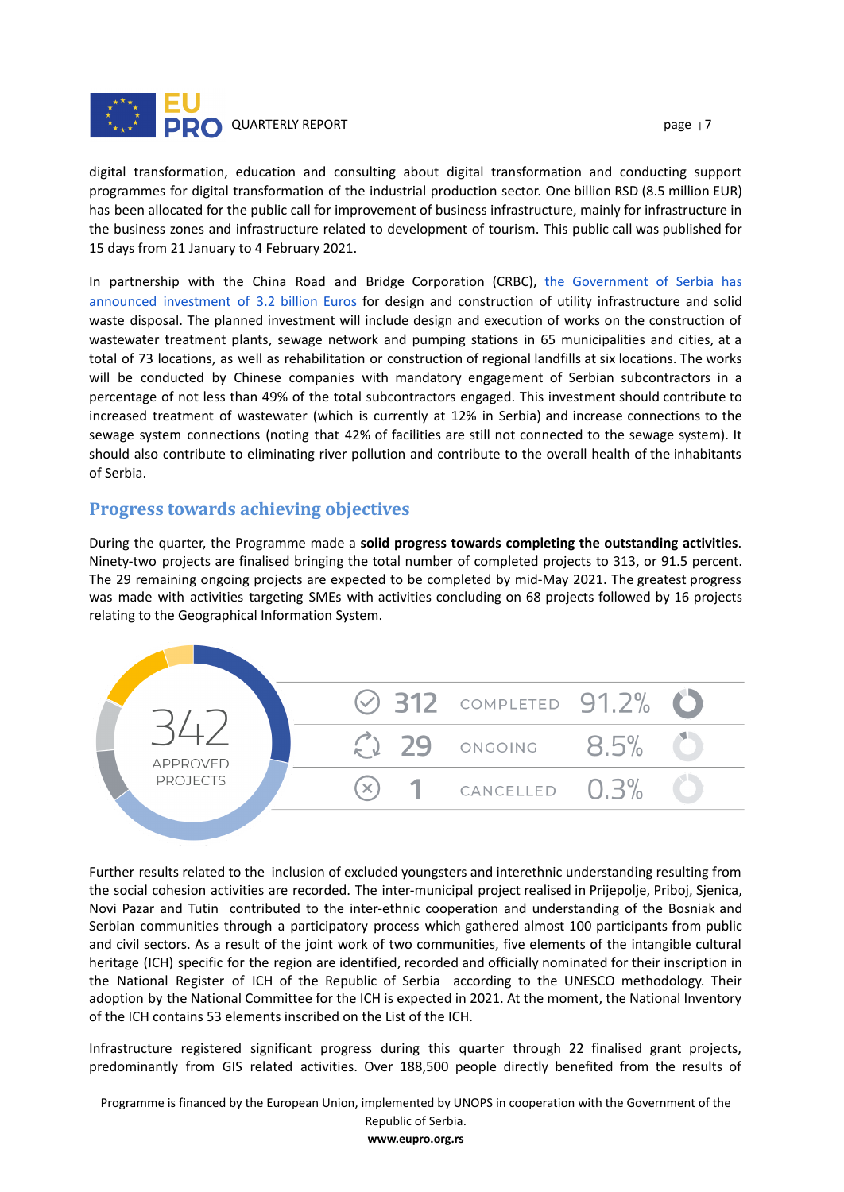digital transformation, education and consulting about digital transformation and conducting support programmes for digital transformation of the industrial production sector. One billion RSD (8.5 million EUR) has been allocated for the public call for improvement of business infrastructure, mainly for infrastructure in the business zones and infrastructure related to development of tourism. This public call was published for 15 days from 21 January to 4 February 2021.

In partnership with the China Road and Bridge Corporation (CRBC), the Government of Serbia has announced investment of 3.2 billion Euros for design and construction of utility infrastructure and solid waste disposal. The planned investment will include design and execution of works on the construction of wastewater treatment plants, sewage network and pumping stations in 65 municipalities and cities, at a total of 73 locations, as well as rehabilitation or construction of regional landfills at six locations. The works will be conducted by Chinese companies with mandatory engagement of Serbian subcontractors in a percentage of not less than 49% of the total subcontractors engaged. This investment should contribute to increased treatment of wastewater (which is currently at 12% in Serbia) and increase connections to the sewage system connections (noting that 42% of facilities are still not connected to the sewage system). It should also contribute to eliminating river pollution and contribute to the overall health of the inhabitants of Serbia.

## Progress towards achieving objectives

During the quarter, the Programme made a **solid progress towards completing the outstanding activities**. Ninety-two projects are finalised bringing the total number of completed projects to 313, or 91.5 percent. The 29 remaining ongoing projects are expected to be completed by mid-May 2021. The greatest progress was made with activities targeting SMEs with activities concluding on 68 projects followed by 16 projects relating to the Geographical Information System.

342
APPROVED PROJECTS

312 COMPLETED 91.2%

29 ONGOING 8.5%

1 CANCELLED 0.3%

Further results related to the inclusion of excluded youngsters and interethnic understanding resulting from the social cohesion activities are recorded. The inter-municipal project realised in Prijepolje, Priboj, Sjenica, Novi Pazar and Tutin contributed to the inter-ethnic cooperation and understanding of the Bosniak and Serbian communities through a participatory process which gathered almost 100 participants from public and civil sectors. As a result of the joint work of two communities, five elements of the intangible cultural heritage (ICH) specific for the region are identified, recorded and officially nominated for their inscription in the National Register of ICH of the Republic of Serbia according to the UNESCO methodology. Their adoption by the National Committee for the ICH is expected in 2021. At the moment, the National Inventory of the ICH contains 53 elements inscribed on the List of the ICH.

Infrastructure registered significant progress during this quarter through 22 finalised grant projects, predominantly from GIS related activities. Over 188,500 people directly benefited from the results of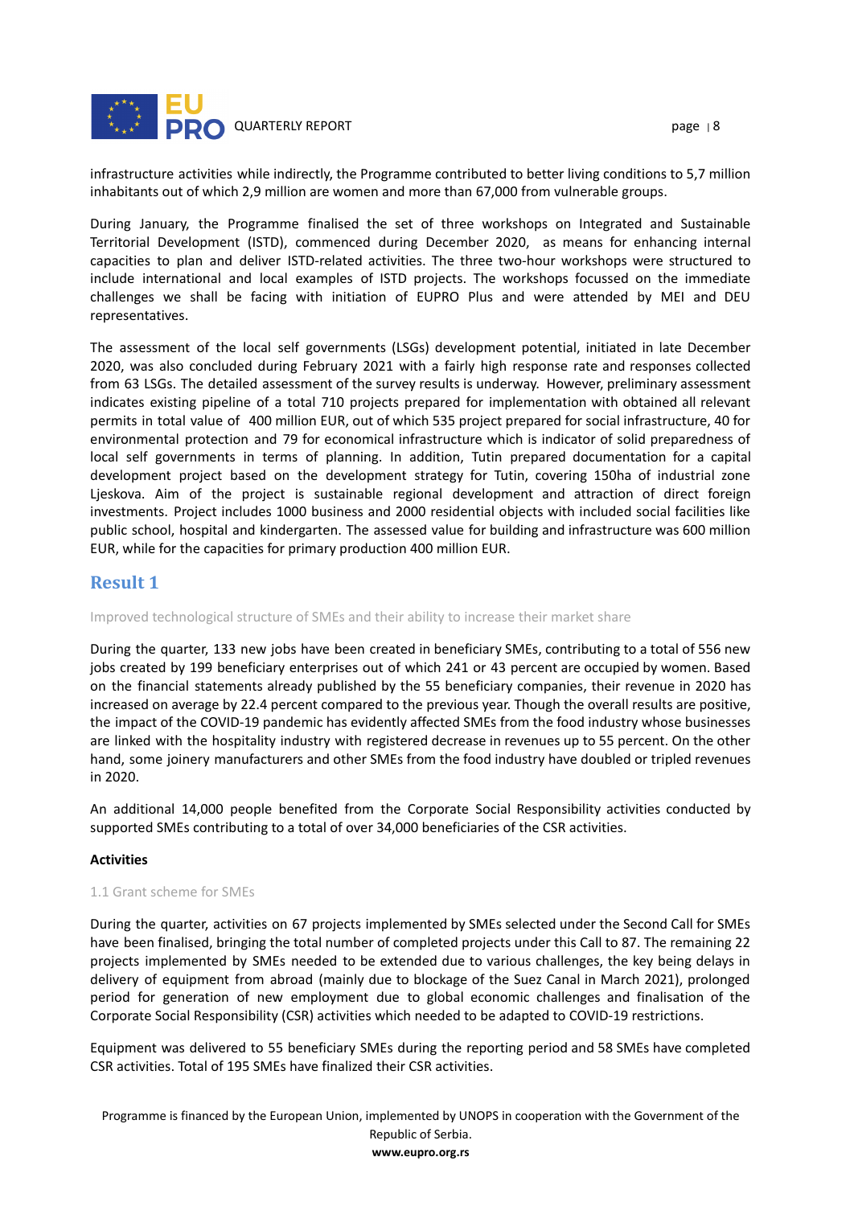infrastructure activities while indirectly, the Programme contributed to better living conditions to 5,7 million inhabitants out of which 2,9 million are women and more than 67,000 from vulnerable groups.

During January, the Programme finalised the set of three workshops on Integrated and Sustainable Territorial Development (ISTD), commenced during December 2020, as means for enhancing internal capacities to plan and deliver ISTD-related activities. The three two-hour workshops were structured to include international and local examples of ISTD projects. The workshops focussed on the immediate challenges we shall be facing with initiation of EUPRO Plus and were attended by MEI and DEU representatives.

The assessment of the local self governments (LSGs) development potential, initiated in late December 2020, was also concluded during February 2021 with a fairly high response rate and responses collected from 63 LSGs. The detailed assessment of the survey results is underway. However, preliminary assessment indicates existing pipeline of a total 710 projects prepared for implementation with obtained all relevant permits in total value of 400 million EUR, out of which 535 project prepared for social infrastructure, 40 for environmental protection and 79 for economical infrastructure which is indicator of solid preparedness of local self governments in terms of planning. In addition, Tutin prepared documentation for a capital development project based on the development strategy for Tutin, covering 150ha of industrial zone Ljeskova. Aim of the project is sustainable regional development and attraction of direct foreign investments. Project includes 1000 business and 2000 residential objects with included social facilities like public school, hospital and kindergarten. The assessed value for building and infrastructure was 600 million EUR, while for the capacities for primary production 400 million EUR.

## Result 1

Improved technological structure of SMEs and their ability to increase their market share

During the quarter, 133 new jobs have been created in beneficiary SMEs, contributing to a total of 556 new jobs created by 199 beneficiary enterprises out of which 241 or 43 percent are occupied by women. Based on the financial statements already published by the 55 beneficiary companies, their revenue in 2020 has increased on average by 22.4 percent compared to the previous year. Though the overall results are positive, the impact of the COVID-19 pandemic has evidently affected SMEs from the food industry whose businesses are linked with the hospitality industry with registered decrease in revenues up to 55 percent. On the other hand, some joinery manufacturers and other SMEs from the food industry have doubled or tripled revenues in 2020.

An additional 14,000 people benefited from the Corporate Social Responsibility activities conducted by supported SMEs contributing to a total of over 34,000 beneficiaries of the CSR activities.

**Activities**

1.1 Grant scheme for SMEs

During the quarter, activities on 67 projects implemented by SMEs selected under the Second Call for SMEs have been finalised, bringing the total number of completed projects under this Call to 87. The remaining 22 projects implemented by SMEs needed to be extended due to various challenges, the key being delays in delivery of equipment from abroad (mainly due to blockage of the Suez Canal in March 2021), prolonged period for generation of new employment due to global economic challenges and finalisation of the Corporate Social Responsibility (CSR) activities which needed to be adapted to COVID-19 restrictions.

Equipment was delivered to 55 beneficiary SMEs during the reporting period and 58 SMEs have completed CSR activities. Total of 195 SMEs have finalized their CSR activities.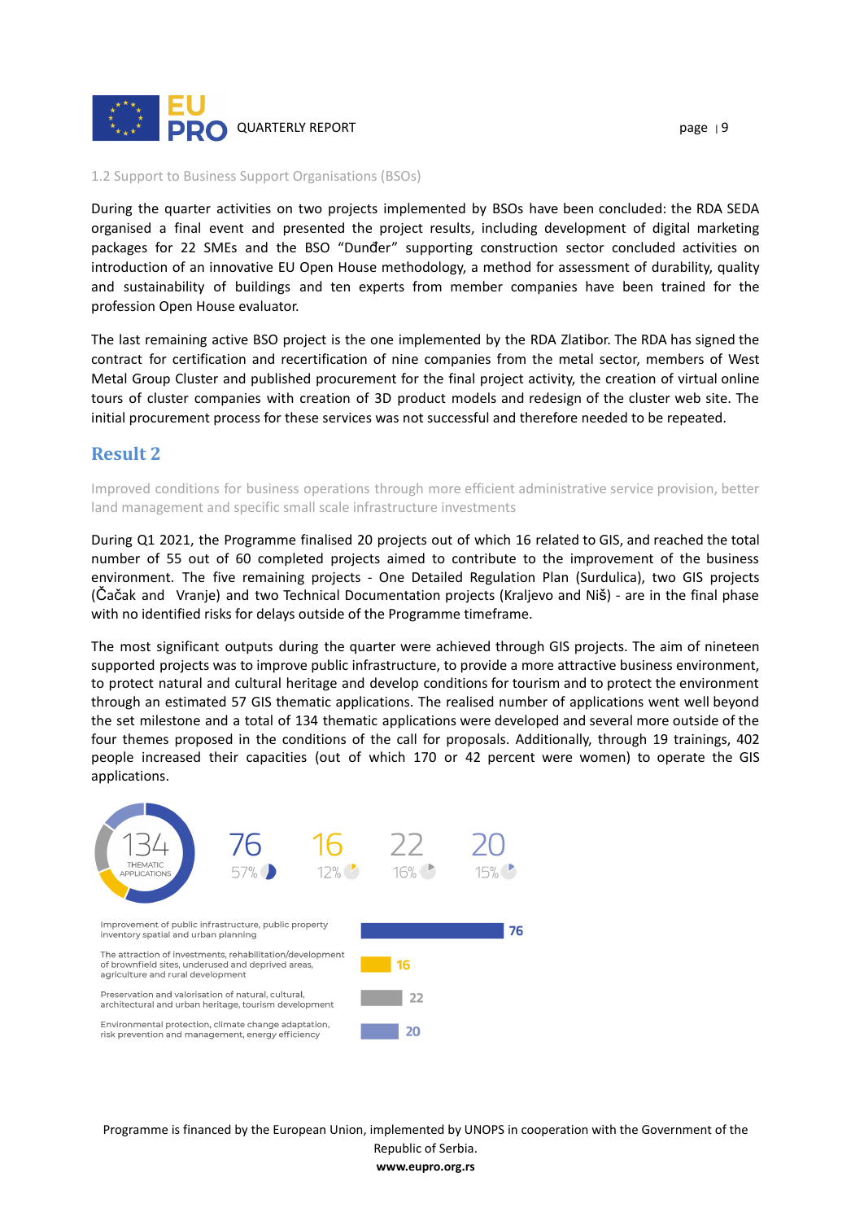1.2 Support to Business Support Organisations (BSOs)

During the quarter activities on two projects implemented by BSOs have been concluded: the RDA SEDA organised a final event and presented the project results, including development of digital marketing packages for 22 SMEs and the BSO "Dunđer" supporting construction sector concluded activities on introduction of an innovative EU Open House methodology, a method for assessment of durability, quality and sustainability of buildings and ten experts from member companies have been trained for the profession Open House evaluator.

The last remaining active BSO project is the one implemented by the RDA Zlatibor. The RDA has signed the contract for certification and recertification of nine companies from the metal sector, members of West Metal Group Cluster and published procurement for the final project activity, the creation of virtual online tours of cluster companies with creation of 3D product models and redesign of the cluster web site. The initial procurement process for these services was not successful and therefore needed to be repeated.

## Result 2

Improved conditions for business operations through more efficient administrative service provision, better land management and specific small scale infrastructure investments

During Q1 2021, the Programme finalised 20 projects out of which 16 related to GIS, and reached the total number of 55 out of 60 completed projects aimed to contribute to the improvement of the business environment. The five remaining projects - One Detailed Regulation Plan (Surdulica), two GIS projects (Čačak and Vranje) and two Technical Documentation projects (Kraljevo and Niš) - are in the final phase with no identified risks for delays outside of the Programme timeframe.

The most significant outputs during the quarter were achieved through GIS projects. The aim of nineteen supported projects was to improve public infrastructure, to provide a more attractive business environment, to protect natural and cultural heritage and develop conditions for tourism and to protect the environment through an estimated 57 GIS thematic applications. The realised number of applications went well beyond the set milestone and a total of 134 thematic applications were developed and several more outside of the four themes proposed in the conditions of the call for proposals. Additionally, through 19 trainings, 402 people increased their capacities (out of which 170 or 42 percent were women) to operate the GIS applications.

134 THEMATIC APPLICATIONS

76 57%

16 12%

22 16%

20 15%

Improvement of public infrastructure, public property inventory spatial and urban planning 76

The attraction of investments, rehabilitation/development of brownfield sites, underused and deprived areas, agriculture and rural development 16

Preservation and valorisation of natural, cultural, architectural and urban heritage, tourism development 22

Environmental protection, climate change adaptation, risk prevention and management, energy efficiency 20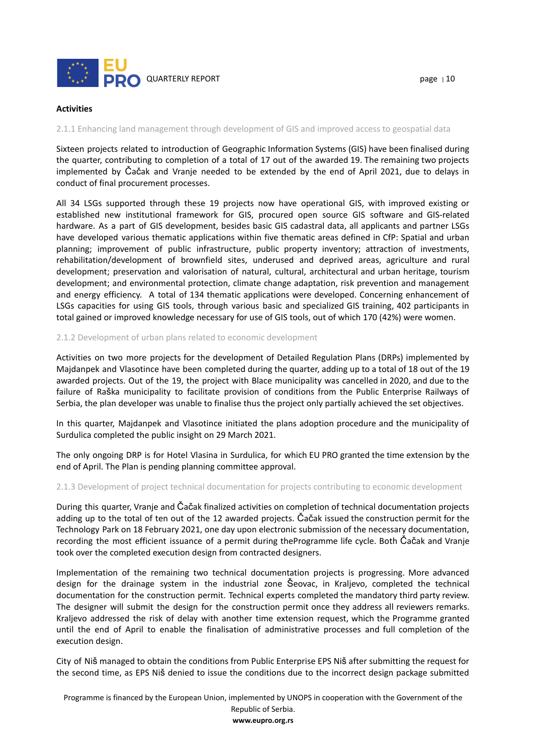**Activities**

### 2.1.1 Enhancing land management through development of GIS and improved access to geospatial data

Sixteen projects related to introduction of Geographic Information Systems (GIS) have been finalised during the quarter, contributing to completion of a total of 17 out of the awarded 19. The remaining two projects implemented by Čačak and Vranje needed to be extended by the end of April 2021, due to delays in conduct of final procurement processes.

All 34 LSGs supported through these 19 projects now have operational GIS, with improved existing or established new institutional framework for GIS, procured open source GIS software and GIS-related hardware. As a part of GIS development, besides basic GIS cadastral data, all applicants and partner LSGs have developed various thematic applications within five thematic areas defined in CfP: Spatial and urban planning; improvement of public infrastructure, public property inventory; attraction of investments, rehabilitation/development of brownfield sites, underused and deprived areas, agriculture and rural development; preservation and valorisation of natural, cultural, architectural and urban heritage, tourism development; and environmental protection, climate change adaptation, risk prevention and management and energy efficiency. A total of 134 thematic applications were developed. Concerning enhancement of LSGs capacities for using GIS tools, through various basic and specialized GIS training, 402 participants in total gained or improved knowledge necessary for use of GIS tools, out of which 170 (42%) were women.

### 2.1.2 Development of urban plans related to economic development

Activities on two more projects for the development of Detailed Regulation Plans (DRPs) implemented by Majdanpek and Vlasotince have been completed during the quarter, adding up to a total of 18 out of the 19 awarded projects. Out of the 19, the project with Blace municipality was cancelled in 2020, and due to the failure of Raška municipality to facilitate provision of conditions from the Public Enterprise Railways of Serbia, the plan developer was unable to finalise thus the project only partially achieved the set objectives.

In this quarter, Majdanpek and Vlasotince initiated the plans adoption procedure and the municipality of Surdulica completed the public insight on 29 March 2021.

The only ongoing DRP is for Hotel Vlasina in Surdulica, for which EU PRO granted the time extension by the end of April. The Plan is pending planning committee approval.

### 2.1.3 Development of project technical documentation for projects contributing to economic development

During this quarter, Vranje and Čačak finalized activities on completion of technical documentation projects adding up to the total of ten out of the 12 awarded projects. Čačak issued the construction permit for the Technology Park on 18 February 2021, one day upon electronic submission of the necessary documentation, recording the most efficient issuance of a permit during theProgramme life cycle. Both Čačak and Vranje took over the completed execution design from contracted designers.

Implementation of the remaining two technical documentation projects is progressing. More advanced design for the drainage system in the industrial zone Šeovac, in Kraljevo, completed the technical documentation for the construction permit. Technical experts completed the mandatory third party review. The designer will submit the design for the construction permit once they address all reviewers remarks. Kraljevo addressed the risk of delay with another time extension request, which the Programme granted until the end of April to enable the finalisation of administrative processes and full completion of the execution design.

City of Niš managed to obtain the conditions from Public Enterprise EPS Niš after submitting the request for the second time, as EPS Niš denied to issue the conditions due to the incorrect design package submitted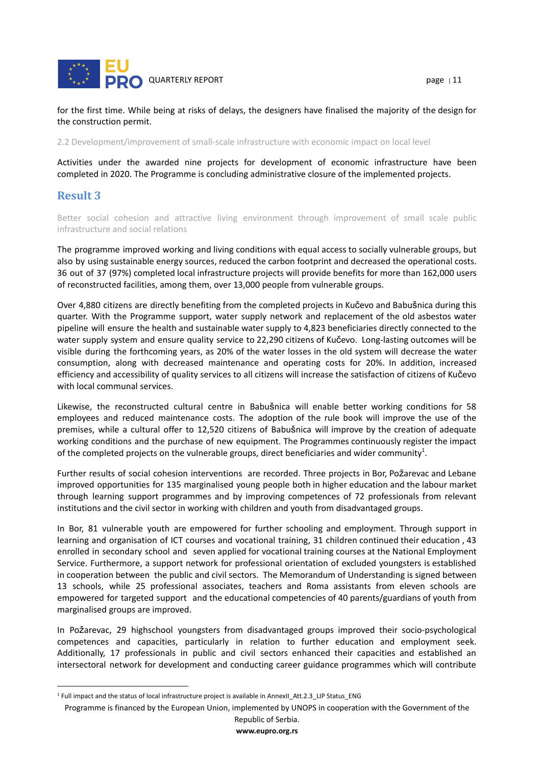for the first time. While being at risks of delays, the designers have finalised the majority of the design for the construction permit.

### 2.2 Development/improvement of small-scale infrastructure with economic impact on local level

Activities under the awarded nine projects for development of economic infrastructure have been completed in 2020. The Programme is concluding administrative closure of the implemented projects.

## Result 3

### Better social cohesion and attractive living environment through improvement of small scale public infrastructure and social relations

The programme improved working and living conditions with equal access to socially vulnerable groups, but also by using sustainable energy sources, reduced the carbon footprint and decreased the operational costs. 36 out of 37 (97%) completed local infrastructure projects will provide benefits for more than 162,000 users of reconstructed facilities, among them, over 13,000 people from vulnerable groups.

Over 4,880 citizens are directly benefiting from the completed projects in Kučevo and Babušnica during this quarter. With the Programme support, water supply network and replacement of the old asbestos water pipeline will ensure the health and sustainable water supply to 4,823 beneficiaries directly connected to the water supply system and ensure quality service to 22,290 citizens of Kučevo. Long-lasting outcomes will be visible during the forthcoming years, as 20% of the water losses in the old system will decrease the water consumption, along with decreased maintenance and operating costs for 20%. In addition, increased efficiency and accessibility of quality services to all citizens will increase the satisfaction of citizens of Kučevo with local communal services.

Likewise, the reconstructed cultural centre in Babušnica will enable better working conditions for 58 employees and reduced maintenance costs. The adoption of the rule book will improve the use of the premises, while a cultural offer to 12,520 citizens of Babušnica will improve by the creation of adequate working conditions and the purchase of new equipment. The Programmes continuously register the impact of the completed projects on the vulnerable groups, direct beneficiaries and wider community[1].

Further results of social cohesion interventions are recorded. Three projects in Bor, Požarevac and Lebane improved opportunities for 135 marginalised young people both in higher education and the labour market through learning support programmes and by improving competences of 72 professionals from relevant institutions and the civil sector in working with children and youth from disadvantaged groups.

In Bor, 81 vulnerable youth are empowered for further schooling and employment. Through support in learning and organisation of ICT courses and vocational training, 31 children continued their education , 43 enrolled in secondary school and seven applied for vocational training courses at the National Employment Service. Furthermore, a support network for professional orientation of excluded youngsters is established in cooperation between the public and civil sectors. The Memorandum of Understanding is signed between 13 schools, while 25 professional associates, teachers and Roma assistants from eleven schools are empowered for targeted support and the educational competencies of 40 parents/guardians of youth from marginalised groups are improved.

In Požarevac, 29 highschool youngsters from disadvantaged groups improved their socio-psychological competences and capacities, particularly in relation to further education and employment seek. Additionally, 17 professionals in public and civil sectors enhanced their capacities and established an intersectoral network for development and conducting career guidance programmes which will contribute

[1] Full impact and the status of local infrastructure project is available in AnnexII_Att.2.3_LIP Status_ENG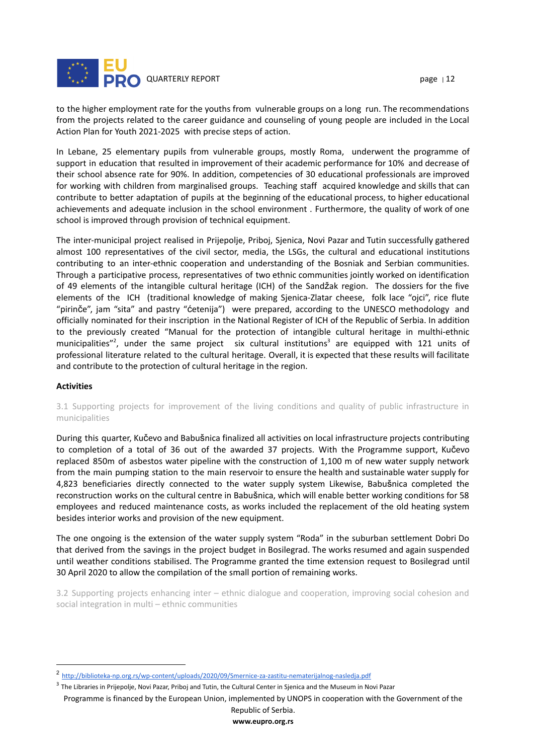to the higher employment rate for the youths from vulnerable groups on a long run. The recommendations from the projects related to the career guidance and counseling of young people are included in the Local Action Plan for Youth 2021-2025 with precise steps of action.

In Lebane, 25 elementary pupils from vulnerable groups, mostly Roma, underwent the programme of support in education that resulted in improvement of their academic performance for 10% and decrease of their school absence rate for 90%. In addition, competencies of 30 educational professionals are improved for working with children from marginalised groups. Teaching staff acquired knowledge and skills that can contribute to better adaptation of pupils at the beginning of the educational process, to higher educational achievements and adequate inclusion in the school environment . Furthermore, the quality of work of one school is improved through provision of technical equipment.

The inter-municipal project realised in Prijepolje, Priboj, Sjenica, Novi Pazar and Tutin successfully gathered almost 100 representatives of the civil sector, media, the LSGs, the cultural and educational institutions contributing to an inter-ethnic cooperation and understanding of the Bosniak and Serbian communities. Through a participative process, representatives of two ethnic communities jointly worked on identification of 49 elements of the intangible cultural heritage (ICH) of the Sandžak region. The dossiers for the five elements of the ICH (traditional knowledge of making Sjenica-Zlatar cheese, folk lace "ojci", rice flute "pirinče", jam "sita" and pastry "ćetenija") were prepared, according to the UNESCO methodology and officially nominated for their inscription in the National Register of ICH of the Republic of Serbia. In addition to the previously created "Manual for the protection of intangible cultural heritage in multhi-ethnic municipalities"[2], under the same project six cultural institutions[3] are equipped with 121 units of professional literature related to the cultural heritage. Overall, it is expected that these results will facilitate and contribute to the protection of cultural heritage in the region.

**Activities**

3.1 Supporting projects for improvement of the living conditions and quality of public infrastructure in municipalities

During this quarter, Kučevo and Babušnica finalized all activities on local infrastructure projects contributing to completion of a total of 36 out of the awarded 37 projects. With the Programme support, Kučevo replaced 850m of asbestos water pipeline with the construction of 1,100 m of new water supply network from the main pumping station to the main reservoir to ensure the health and sustainable water supply for 4,823 beneficiaries directly connected to the water supply system Likewise, Babušnica completed the reconstruction works on the cultural centre in Babušnica, which will enable better working conditions for 58 employees and reduced maintenance costs, as works included the replacement of the old heating system besides interior works and provision of the new equipment.

The one ongoing is the extension of the water supply system "Roda" in the suburban settlement Dobri Do that derived from the savings in the project budget in Bosilegrad. The works resumed and again suspended until weather conditions stabilised. The Programme granted the time extension request to Bosilegrad until 30 April 2020 to allow the compilation of the small portion of remaining works.

3.2 Supporting projects enhancing inter – ethnic dialogue and cooperation, improving social cohesion and social integration in multi – ethnic communities

[2] http://biblioteka-np.org.rs/wp-content/uploads/2020/09/Smernice-za-zastitu-nematerijalnog-nasledja.pdf

[3] The Libraries in Prijepolje, Novi Pazar, Priboj and Tutin, the Cultural Center in Sjenica and the Museum in Novi Pazar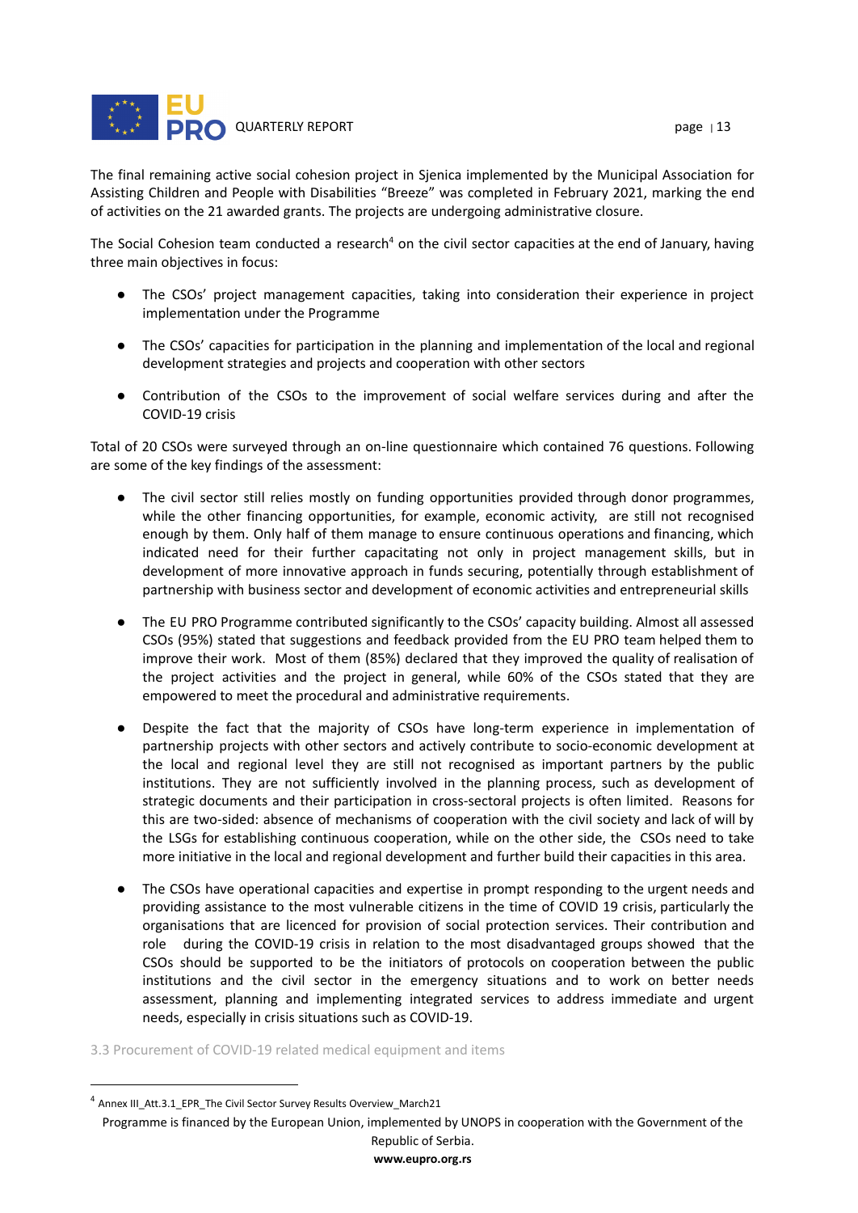The final remaining active social cohesion project in Sjenica implemented by the Municipal Association for Assisting Children and People with Disabilities "Breeze" was completed in February 2021, marking the end of activities on the 21 awarded grants. The projects are undergoing administrative closure.

The Social Cohesion team conducted a research[4] on the civil sector capacities at the end of January, having three main objectives in focus:

- The CSOs' project management capacities, taking into consideration their experience in project implementation under the Programme
- The CSOs' capacities for participation in the planning and implementation of the local and regional development strategies and projects and cooperation with other sectors
- Contribution of the CSOs to the improvement of social welfare services during and after the COVID-19 crisis

Total of 20 CSOs were surveyed through an on-line questionnaire which contained 76 questions. Following are some of the key findings of the assessment:

- The civil sector still relies mostly on funding opportunities provided through donor programmes, while the other financing opportunities, for example, economic activity, are still not recognised enough by them. Only half of them manage to ensure continuous operations and financing, which indicated need for their further capacitating not only in project management skills, but in development of more innovative approach in funds securing, potentially through establishment of partnership with business sector and development of economic activities and entrepreneurial skills
- The EU PRO Programme contributed significantly to the CSOs' capacity building. Almost all assessed CSOs (95%) stated that suggestions and feedback provided from the EU PRO team helped them to improve their work. Most of them (85%) declared that they improved the quality of realisation of the project activities and the project in general, while 60% of the CSOs stated that they are empowered to meet the procedural and administrative requirements.
- Despite the fact that the majority of CSOs have long-term experience in implementation of partnership projects with other sectors and actively contribute to socio-economic development at the local and regional level they are still not recognised as important partners by the public institutions. They are not sufficiently involved in the planning process, such as development of strategic documents and their participation in cross-sectoral projects is often limited. Reasons for this are two-sided: absence of mechanisms of cooperation with the civil society and lack of will by the LSGs for establishing continuous cooperation, while on the other side, the CSOs need to take more initiative in the local and regional development and further build their capacities in this area.
- The CSOs have operational capacities and expertise in prompt responding to the urgent needs and providing assistance to the most vulnerable citizens in the time of COVID 19 crisis, particularly the organisations that are licenced for provision of social protection services. Their contribution and role during the COVID-19 crisis in relation to the most disadvantaged groups showed that the CSOs should be supported to be the initiators of protocols on cooperation between the public institutions and the civil sector in the emergency situations and to work on better needs assessment, planning and implementing integrated services to address immediate and urgent needs, especially in crisis situations such as COVID-19.

### 3.3 Procurement of COVID-19 related medical equipment and items

[4] Annex III_Att.3.1_EPR_The Civil Sector Survey Results Overview_March21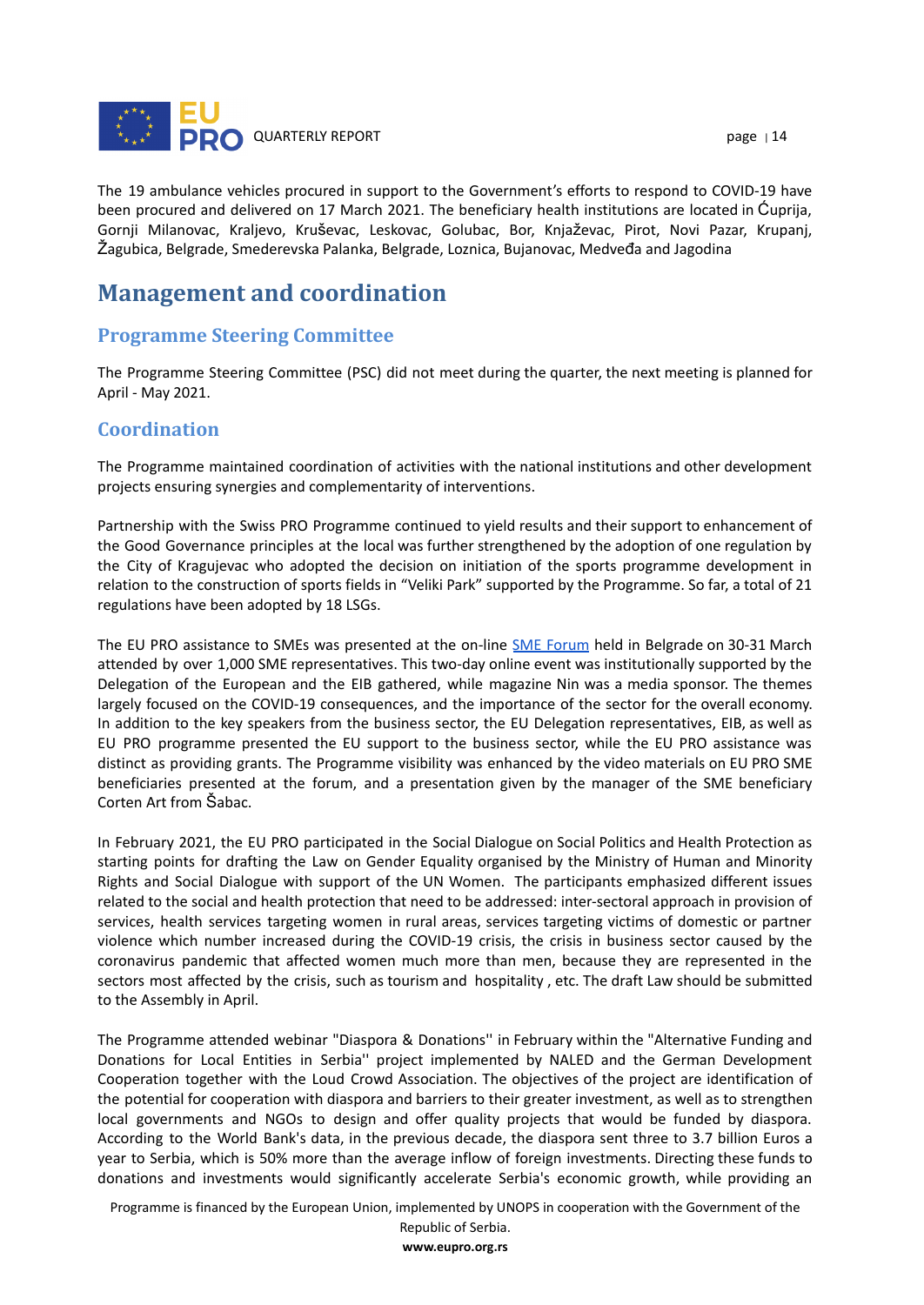The 19 ambulance vehicles procured in support to the Government's efforts to respond to COVID-19 have been procured and delivered on 17 March 2021. The beneficiary health institutions are located in Ćuprija, Gornji Milanovac, Kraljevo, Kruševac, Leskovac, Golubac, Bor, Knjaževac, Pirot, Novi Pazar, Krupanj, Žagubica, Belgrade, Smederevska Palanka, Belgrade, Loznica, Bujanovac, Medveđa and Jagodina

# Management and coordination

## Programme Steering Committee

The Programme Steering Committee (PSC) did not meet during the quarter, the next meeting is planned for April - May 2021.

## Coordination

The Programme maintained coordination of activities with the national institutions and other development projects ensuring synergies and complementarity of interventions.

Partnership with the Swiss PRO Programme continued to yield results and their support to enhancement of the Good Governance principles at the local was further strengthened by the adoption of one regulation by the City of Kragujevac who adopted the decision on initiation of the sports programme development in relation to the construction of sports fields in "Veliki Park" supported by the Programme. So far, a total of 21 regulations have been adopted by 18 LSGs.

The EU PRO assistance to SMEs was presented at the on-line SME Forum held in Belgrade on 30-31 March attended by over 1,000 SME representatives. This two-day online event was institutionally supported by the Delegation of the European and the EIB gathered, while magazine Nin was a media sponsor. The themes largely focused on the COVID-19 consequences, and the importance of the sector for the overall economy. In addition to the key speakers from the business sector, the EU Delegation representatives, EIB, as well as EU PRO programme presented the EU support to the business sector, while the EU PRO assistance was distinct as providing grants. The Programme visibility was enhanced by the video materials on EU PRO SME beneficiaries presented at the forum, and a presentation given by the manager of the SME beneficiary Corten Art from Šabac.

In February 2021, the EU PRO participated in the Social Dialogue on Social Politics and Health Protection as starting points for drafting the Law on Gender Equality organised by the Ministry of Human and Minority Rights and Social Dialogue with support of the UN Women. The participants emphasized different issues related to the social and health protection that need to be addressed: inter-sectoral approach in provision of services, health services targeting women in rural areas, services targeting victims of domestic or partner violence which number increased during the COVID-19 crisis, the crisis in business sector caused by the coronavirus pandemic that affected women much more than men, because they are represented in the sectors most affected by the crisis, such as tourism and hospitality , etc. The draft Law should be submitted to the Assembly in April.

The Programme attended webinar "Diaspora & Donations'' in February within the "Alternative Funding and Donations for Local Entities in Serbia'' project implemented by NALED and the German Development Cooperation together with the Loud Crowd Association. The objectives of the project are identification of the potential for cooperation with diaspora and barriers to their greater investment, as well as to strengthen local governments and NGOs to design and offer quality projects that would be funded by diaspora. According to the World Bank's data, in the previous decade, the diaspora sent three to 3.7 billion Euros a year to Serbia, which is 50% more than the average inflow of foreign investments. Directing these funds to donations and investments would significantly accelerate Serbia's economic growth, while providing an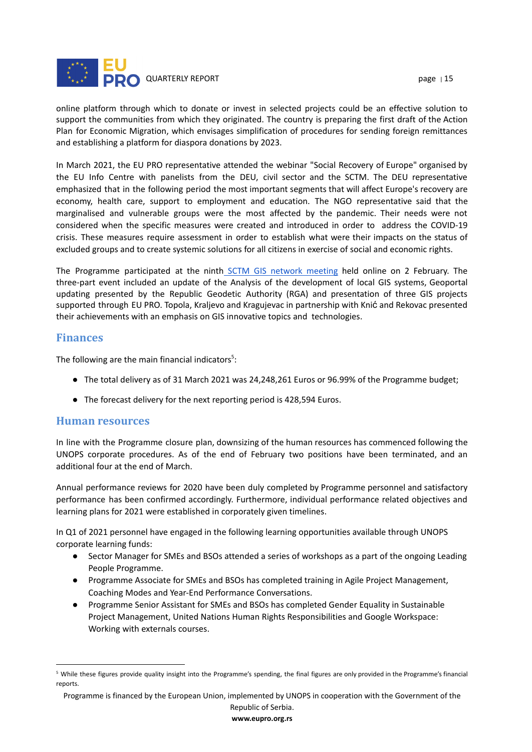online platform through which to donate or invest in selected projects could be an effective solution to support the communities from which they originated. The country is preparing the first draft of the Action Plan for Economic Migration, which envisages simplification of procedures for sending foreign remittances and establishing a platform for diaspora donations by 2023.

In March 2021, the EU PRO representative attended the webinar "Social Recovery of Europe" organised by the EU Info Centre with panelists from the DEU, civil sector and the SCTM. The DEU representative emphasized that in the following period the most important segments that will affect Europe's recovery are economy, health care, support to employment and education. The NGO representative said that the marginalised and vulnerable groups were the most affected by the pandemic. Their needs were not considered when the specific measures were created and introduced in order to address the COVID-19 crisis. These measures require assessment in order to establish what were their impacts on the status of excluded groups and to create systemic solutions for all citizens in exercise of social and economic rights.

The Programme participated at the ninth SCTM GIS network meeting held online on 2 February. The three-part event included an update of the Analysis of the development of local GIS systems, Geoportal updating presented by the Republic Geodetic Authority (RGA) and presentation of three GIS projects supported through EU PRO. Topola, Kraljevo and Kragujevac in partnership with Knić and Rekovac presented their achievements with an emphasis on GIS innovative topics and technologies.

## Finances

The following are the main financial indicators[5]:

- The total delivery as of 31 March 2021 was 24,248,261 Euros or 96.99% of the Programme budget;
- The forecast delivery for the next reporting period is 428,594 Euros.

## Human resources

In line with the Programme closure plan, downsizing of the human resources has commenced following the UNOPS corporate procedures. As of the end of February two positions have been terminated, and an additional four at the end of March.

Annual performance reviews for 2020 have been duly completed by Programme personnel and satisfactory performance has been confirmed accordingly. Furthermore, individual performance related objectives and learning plans for 2021 were established in corporately given timelines.

In Q1 of 2021 personnel have engaged in the following learning opportunities available through UNOPS corporate learning funds:

- Sector Manager for SMEs and BSOs attended a series of workshops as a part of the ongoing Leading People Programme.
- Programme Associate for SMEs and BSOs has completed training in Agile Project Management, Coaching Modes and Year-End Performance Conversations.
- Programme Senior Assistant for SMEs and BSOs has completed Gender Equality in Sustainable Project Management, United Nations Human Rights Responsibilities and Google Workspace: Working with externals courses.

---

[5] While these figures provide quality insight into the Programme's spending, the final figures are only provided in the Programme's financial reports.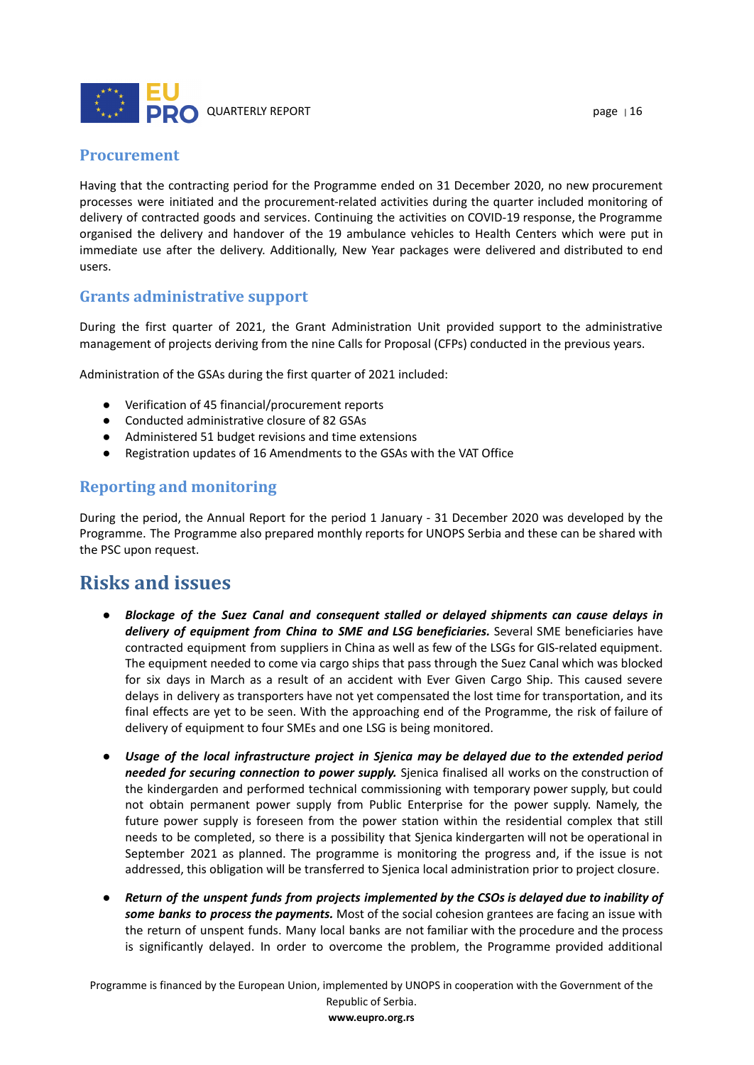### Procurement

Having that the contracting period for the Programme ended on 31 December 2020, no new procurement processes were initiated and the procurement-related activities during the quarter included monitoring of delivery of contracted goods and services. Continuing the activities on COVID-19 response, the Programme organised the delivery and handover of the 19 ambulance vehicles to Health Centers which were put in immediate use after the delivery. Additionally, New Year packages were delivered and distributed to end users.

### Grants administrative support

During the first quarter of 2021, the Grant Administration Unit provided support to the administrative management of projects deriving from the nine Calls for Proposal (CFPs) conducted in the previous years.

Administration of the GSAs during the first quarter of 2021 included:

- Verification of 45 financial/procurement reports
- Conducted administrative closure of 82 GSAs
- Administered 51 budget revisions and time extensions
- Registration updates of 16 Amendments to the GSAs with the VAT Office

### Reporting and monitoring

During the period, the Annual Report for the period 1 January - 31 December 2020 was developed by the Programme. The Programme also prepared monthly reports for UNOPS Serbia and these can be shared with the PSC upon request.

## Risks and issues

- ***Blockage of the Suez Canal and consequent stalled or delayed shipments can cause delays in delivery of equipment from China to SME and LSG beneficiaries.*** Several SME beneficiaries have contracted equipment from suppliers in China as well as few of the LSGs for GIS-related equipment. The equipment needed to come via cargo ships that pass through the Suez Canal which was blocked for six days in March as a result of an accident with Ever Given Cargo Ship. This caused severe delays in delivery as transporters have not yet compensated the lost time for transportation, and its final effects are yet to be seen. With the approaching end of the Programme, the risk of failure of delivery of equipment to four SMEs and one LSG is being monitored.

- ***Usage of the local infrastructure project in Sjenica may be delayed due to the extended period needed for securing connection to power supply.*** Sjenica finalised all works on the construction of the kindergarden and performed technical commissioning with temporary power supply, but could not obtain permanent power supply from Public Enterprise for the power supply. Namely, the future power supply is foreseen from the power station within the residential complex that still needs to be completed, so there is a possibility that Sjenica kindergarten will not be operational in September 2021 as planned. The programme is monitoring the progress and, if the issue is not addressed, this obligation will be transferred to Sjenica local administration prior to project closure.

- ***Return of the unspent funds from projects implemented by the CSOs is delayed due to inability of some banks to process the payments.*** Most of the social cohesion grantees are facing an issue with the return of unspent funds. Many local banks are not familiar with the procedure and the process is significantly delayed. In order to overcome the problem, the Programme provided additional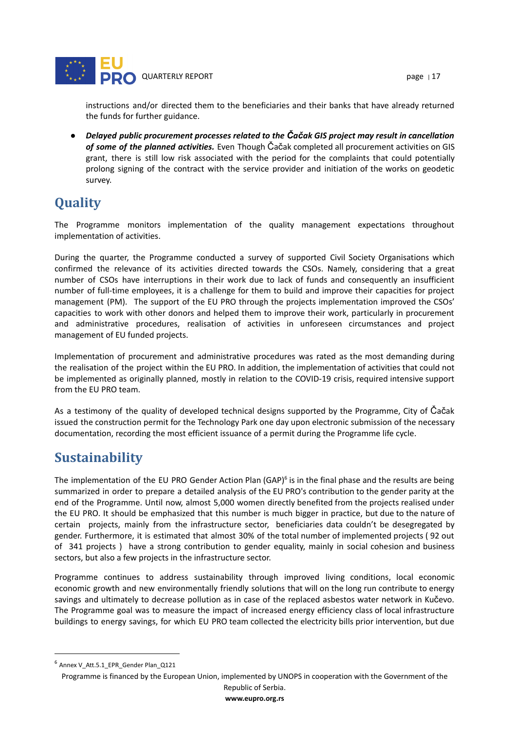instructions and/or directed them to the beneficiaries and their banks that have already returned the funds for further guidance.

- ***Delayed public procurement processes related to the Čačak GIS project may result in cancellation of some of the planned activities.*** Even Though Čačak completed all procurement activities on GIS grant, there is still low risk associated with the period for the complaints that could potentially prolong signing of the contract with the service provider and initiation of the works on geodetic survey.

## Quality

The Programme monitors implementation of the quality management expectations throughout implementation of activities.

During the quarter, the Programme conducted a survey of supported Civil Society Organisations which confirmed the relevance of its activities directed towards the CSOs. Namely, considering that a great number of CSOs have interruptions in their work due to lack of funds and consequently an insufficient number of full-time employees, it is a challenge for them to build and improve their capacities for project management (PM). The support of the EU PRO through the projects implementation improved the CSOs' capacities to work with other donors and helped them to improve their work, particularly in procurement and administrative procedures, realisation of activities in unforeseen circumstances and project management of EU funded projects.

Implementation of procurement and administrative procedures was rated as the most demanding during the realisation of the project within the EU PRO. In addition, the implementation of activities that could not be implemented as originally planned, mostly in relation to the COVID-19 crisis, required intensive support from the EU PRO team.

As a testimony of the quality of developed technical designs supported by the Programme, City of Čačak issued the construction permit for the Technology Park one day upon electronic submission of the necessary documentation, recording the most efficient issuance of a permit during the Programme life cycle.

## Sustainability

The implementation of the EU PRO Gender Action Plan (GAP)[6] is in the final phase and the results are being summarized in order to prepare a detailed analysis of the EU PRO's contribution to the gender parity at the end of the Programme. Until now, almost 5,000 women directly benefited from the projects realised under the EU PRO. It should be emphasized that this number is much bigger in practice, but due to the nature of certain projects, mainly from the infrastructure sector, beneficiaries data couldn't be desegregated by gender. Furthermore, it is estimated that almost 30% of the total number of implemented projects ( 92 out of 341 projects ) have a strong contribution to gender equality, mainly in social cohesion and business sectors, but also a few projects in the infrastructure sector.

Programme continues to address sustainability through improved living conditions, local economic economic growth and new environmentally friendly solutions that will on the long run contribute to energy savings and ultimately to decrease pollution as in case of the replaced asbestos water network in Kučevo. The Programme goal was to measure the impact of increased energy efficiency class of local infrastructure buildings to energy savings, for which EU PRO team collected the electricity bills prior intervention, but due

[6] Annex V_Att.5.1_EPR_Gender Plan_Q121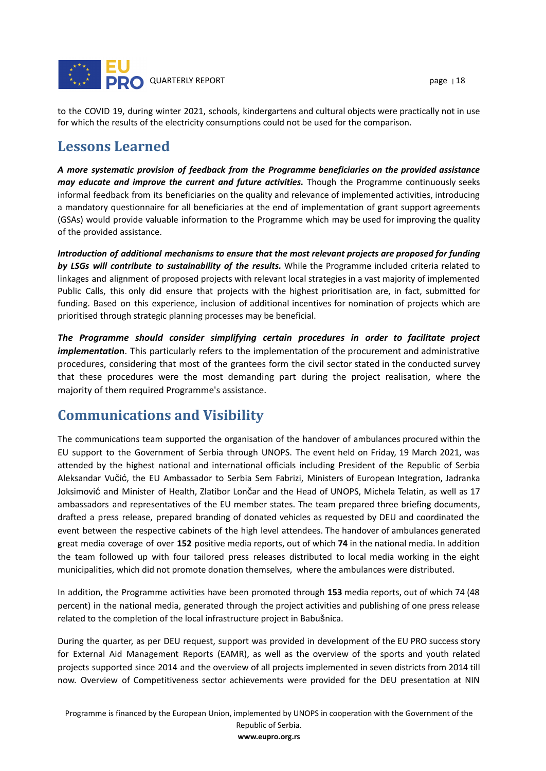to the COVID 19, during winter 2021, schools, kindergartens and cultural objects were practically not in use for which the results of the electricity consumptions could not be used for the comparison.

## Lessons Learned

***A more systematic provision of feedback from the Programme beneficiaries on the provided assistance may educate and improve the current and future activities.*** Though the Programme continuously seeks informal feedback from its beneficiaries on the quality and relevance of implemented activities, introducing a mandatory questionnaire for all beneficiaries at the end of implementation of grant support agreements (GSAs) would provide valuable information to the Programme which may be used for improving the quality of the provided assistance.

***Introduction of additional mechanisms to ensure that the most relevant projects are proposed for funding by LSGs will contribute to sustainability of the results.*** While the Programme included criteria related to linkages and alignment of proposed projects with relevant local strategies in a vast majority of implemented Public Calls, this only did ensure that projects with the highest prioritisation are, in fact, submitted for funding. Based on this experience, inclusion of additional incentives for nomination of projects which are prioritised through strategic planning processes may be beneficial.

***The Programme should consider simplifying certain procedures in order to facilitate project implementation*****.** This particularly refers to the implementation of the procurement and administrative procedures, considering that most of the grantees form the civil sector stated in the conducted survey that these procedures were the most demanding part during the project realisation, where the majority of them required Programme's assistance.

## Communications and Visibility

The communications team supported the organisation of the handover of ambulances procured within the EU support to the Government of Serbia through UNOPS. The event held on Friday, 19 March 2021, was attended by the highest national and international officials including President of the Republic of Serbia Aleksandar Vučić, the EU Ambassador to Serbia Sem Fabrizi, Ministers of European Integration, Jadranka Joksimović and Minister of Health, Zlatibor Lončar and the Head of UNOPS, Michela Telatin, as well as 17 ambassadors and representatives of the EU member states. The team prepared three briefing documents, drafted a press release, prepared branding of donated vehicles as requested by DEU and coordinated the event between the respective cabinets of the high level attendees. The handover of ambulances generated great media coverage of over **152** positive media reports, out of which **74** in the national media. In addition the team followed up with four tailored press releases distributed to local media working in the eight municipalities, which did not promote donation themselves, where the ambulances were distributed.

In addition, the Programme activities have been promoted through **153** media reports, out of which 74 (48 percent) in the national media, generated through the project activities and publishing of one press release related to the completion of the local infrastructure project in Babušnica.

During the quarter, as per DEU request, support was provided in development of the EU PRO success story for External Aid Management Reports (EAMR), as well as the overview of the sports and youth related projects supported since 2014 and the overview of all projects implemented in seven districts from 2014 till now. Overview of Competitiveness sector achievements were provided for the DEU presentation at NIN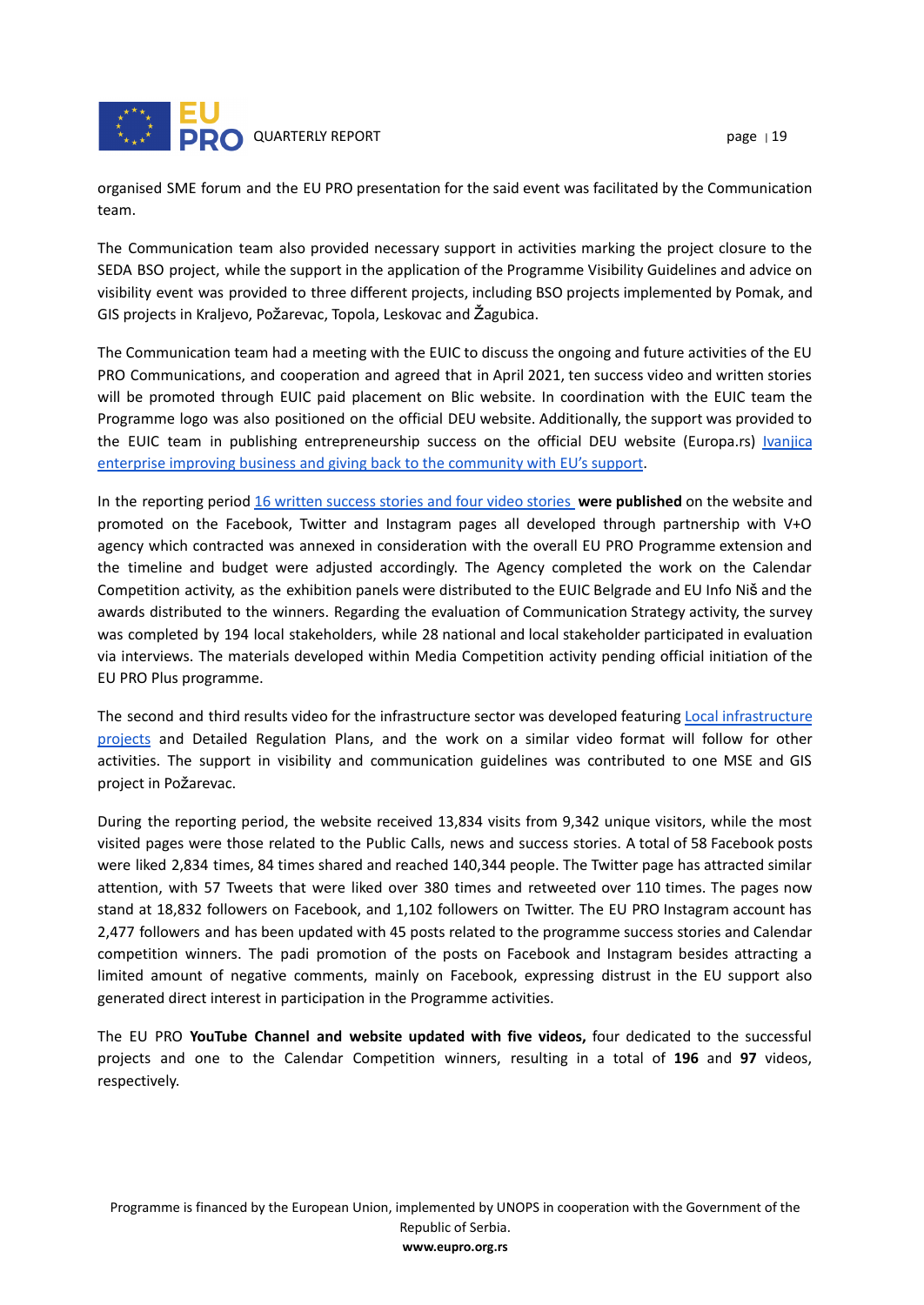organised SME forum and the EU PRO presentation for the said event was facilitated by the Communication team.

The Communication team also provided necessary support in activities marking the project closure to the SEDA BSO project, while the support in the application of the Programme Visibility Guidelines and advice on visibility event was provided to three different projects, including BSO projects implemented by Pomak, and GIS projects in Kraljevo, Požarevac, Topola, Leskovac and Žagubica.

The Communication team had a meeting with the EUIC to discuss the ongoing and future activities of the EU PRO Communications, and cooperation and agreed that in April 2021, ten success video and written stories will be promoted through EUIC paid placement on Blic website. In coordination with the EUIC team the Programme logo was also positioned on the official DEU website. Additionally, the support was provided to the EUIC team in publishing entrepreneurship success on the official DEU website (Europa.rs) Ivanjica enterprise improving business and giving back to the community with EU's support.

In the reporting period 16 written success stories and four video stories **were published** on the website and promoted on the Facebook, Twitter and Instagram pages all developed through partnership with V+O agency which contracted was annexed in consideration with the overall EU PRO Programme extension and the timeline and budget were adjusted accordingly. The Agency completed the work on the Calendar Competition activity, as the exhibition panels were distributed to the EUIC Belgrade and EU Info Niš and the awards distributed to the winners. Regarding the evaluation of Communication Strategy activity, the survey was completed by 194 local stakeholders, while 28 national and local stakeholder participated in evaluation via interviews. The materials developed within Media Competition activity pending official initiation of the EU PRO Plus programme.

The second and third results video for the infrastructure sector was developed featuring Local infrastructure projects and Detailed Regulation Plans, and the work on a similar video format will follow for other activities. The support in visibility and communication guidelines was contributed to one MSE and GIS project in Požarevac.

During the reporting period, the website received 13,834 visits from 9,342 unique visitors, while the most visited pages were those related to the Public Calls, news and success stories. A total of 58 Facebook posts were liked 2,834 times, 84 times shared and reached 140,344 people. The Twitter page has attracted similar attention, with 57 Tweets that were liked over 380 times and retweeted over 110 times. The pages now stand at 18,832 followers on Facebook, and 1,102 followers on Twitter. The EU PRO Instagram account has 2,477 followers and has been updated with 45 posts related to the programme success stories and Calendar competition winners. The padi promotion of the posts on Facebook and Instagram besides attracting a limited amount of negative comments, mainly on Facebook, expressing distrust in the EU support also generated direct interest in participation in the Programme activities.

The EU PRO **YouTube Channel and website updated with five videos,** four dedicated to the successful projects and one to the Calendar Competition winners, resulting in a total of **196** and **97** videos, respectively.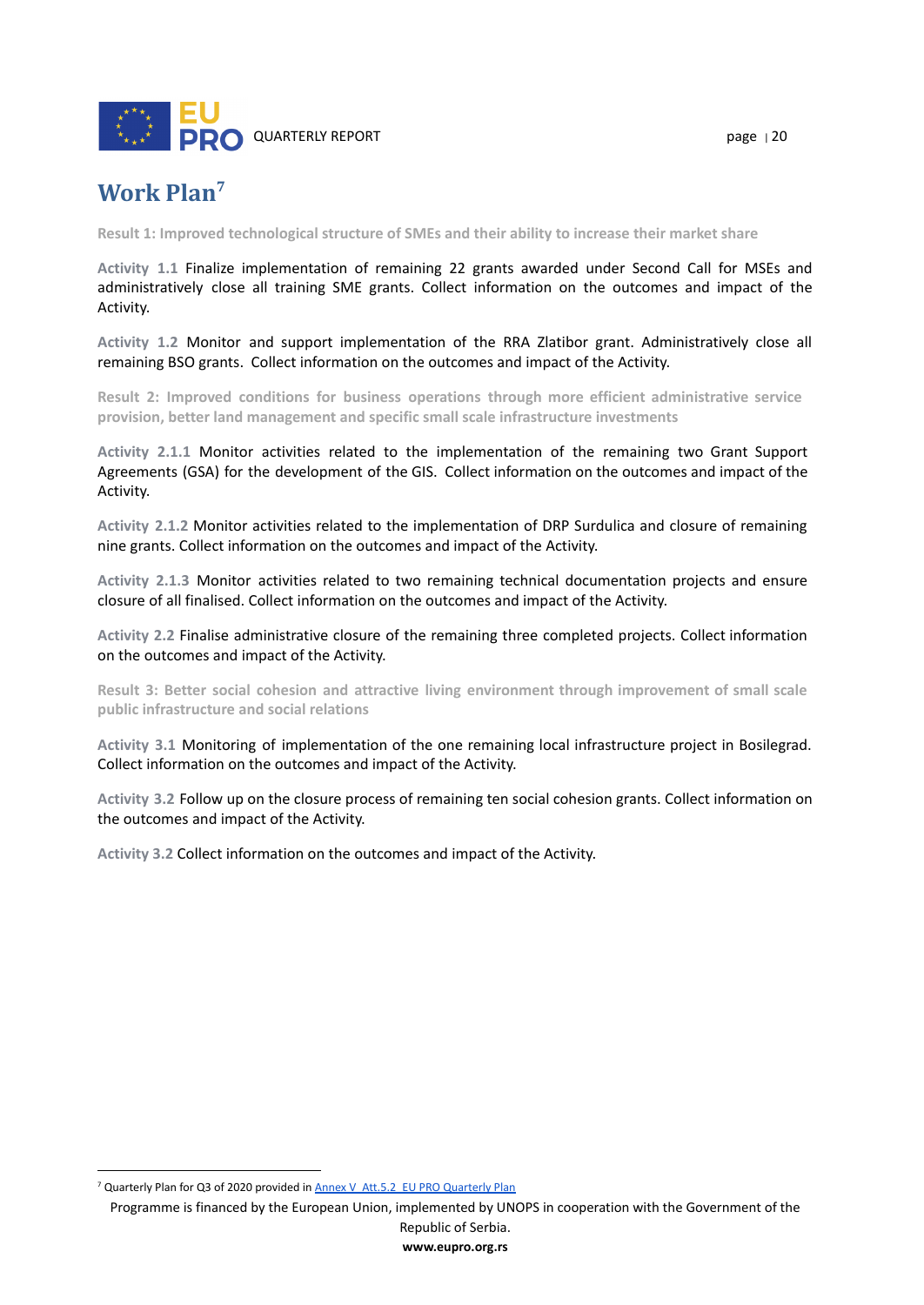# Work Plan[7]

**Result 1: Improved technological structure of SMEs and their ability to increase their market share**

**Activity 1.1** Finalize implementation of remaining 22 grants awarded under Second Call for MSEs and administratively close all training SME grants. Collect information on the outcomes and impact of the Activity.

**Activity 1.2** Monitor and support implementation of the RRA Zlatibor grant. Administratively close all remaining BSO grants. Collect information on the outcomes and impact of the Activity.

**Result 2: Improved conditions for business operations through more efficient administrative service provision, better land management and specific small scale infrastructure investments**

**Activity 2.1.1** Monitor activities related to the implementation of the remaining two Grant Support Agreements (GSA) for the development of the GIS. Collect information on the outcomes and impact of the Activity.

**Activity 2.1.2** Monitor activities related to the implementation of DRP Surdulica and closure of remaining nine grants. Collect information on the outcomes and impact of the Activity.

**Activity 2.1.3** Monitor activities related to two remaining technical documentation projects and ensure closure of all finalised. Collect information on the outcomes and impact of the Activity.

**Activity 2.2** Finalise administrative closure of the remaining three completed projects. Collect information on the outcomes and impact of the Activity.

**Result 3: Better social cohesion and attractive living environment through improvement of small scale public infrastructure and social relations**

**Activity 3.1** Monitoring of implementation of the one remaining local infrastructure project in Bosilegrad. Collect information on the outcomes and impact of the Activity.

**Activity 3.2** Follow up on the closure process of remaining ten social cohesion grants. Collect information on the outcomes and impact of the Activity.

**Activity 3.2** Collect information on the outcomes and impact of the Activity.

---

[7] Quarterly Plan for Q3 of 2020 provided in Annex V_Att.5.2_EU PRO Quarterly Plan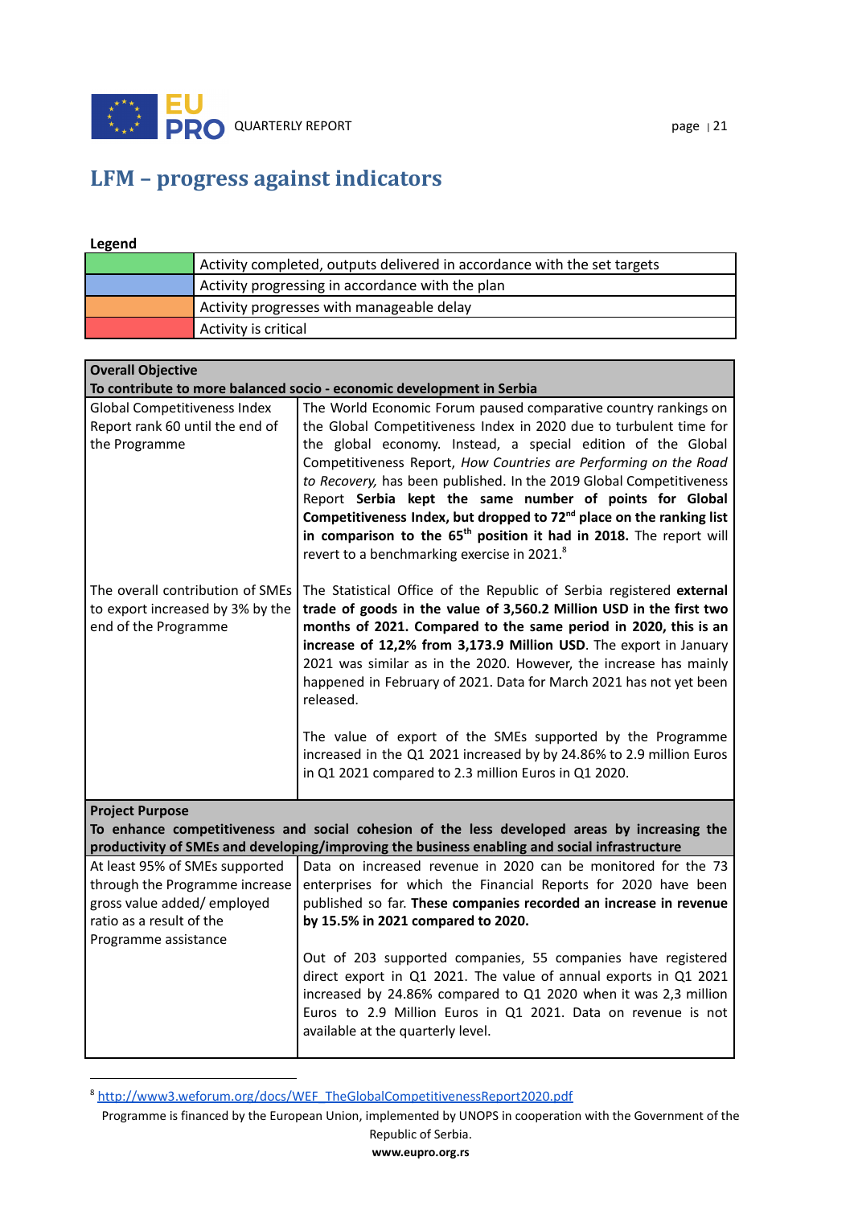# LFM – progress against indicators

**Legend**

| | |
|---|---|
| | Activity completed, outputs delivered in accordance with the set targets |
| | Activity progressing in accordance with the plan |
| | Activity progresses with manageable delay |
| | Activity is critical |

| | |
|---|---|
| **Overall Objective**<br>**To contribute to more balanced socio - economic development in Serbia** | |
| Global Competitiveness Index Report rank 60 until the end of the Programme | The World Economic Forum paused comparative country rankings on the Global Competitiveness Index in 2020 due to turbulent time for the global economy. Instead, a special edition of the Global Competitiveness Report, *How Countries are Performing on the Road to Recovery,* has been published. In the 2019 Global Competitiveness Report **Serbia kept the same number of points for Global Competitiveness Index, but dropped to 72nd place on the ranking list in comparison to the 65th position it had in 2018.** The report will revert to a benchmarking exercise in 2021.[8] |
| The overall contribution of SMEs to export increased by 3% by the end of the Programme | The Statistical Office of the Republic of Serbia registered **external trade of goods in the value of 3,560.2 Million USD in the first two months of 2021. Compared to the same period in 2020, this is an increase of 12,2% from 3,173.9 Million USD**. The export in January 2021 was similar as in the 2020. However, the increase has mainly happened in February of 2021. Data for March 2021 has not yet been released.<br><br>The value of export of the SMEs supported by the Programme increased in the Q1 2021 increased by by 24.86% to 2.9 million Euros in Q1 2021 compared to 2.3 million Euros in Q1 2020. |
| **Project Purpose**<br>**To enhance competitiveness and social cohesion of the less developed areas by increasing the productivity of SMEs and developing/improving the business enabling and social infrastructure** | |
| At least 95% of SMEs supported through the Programme increase gross value added/ employed ratio as a result of the Programme assistance | Data on increased revenue in 2020 can be monitored for the 73 enterprises for which the Financial Reports for 2020 have been published so far. **These companies recorded an increase in revenue by 15.5% in 2021 compared to 2020.**<br><br>Out of 203 supported companies, 55 companies have registered direct export in Q1 2021. The value of annual exports in Q1 2021 increased by 24.86% compared to Q1 2020 when it was 2,3 million Euros to 2.9 Million Euros in Q1 2021. Data on revenue is not available at the quarterly level. |

[8] http://www3.weforum.org/docs/WEF_TheGlobalCompetitivenessReport2020.pdf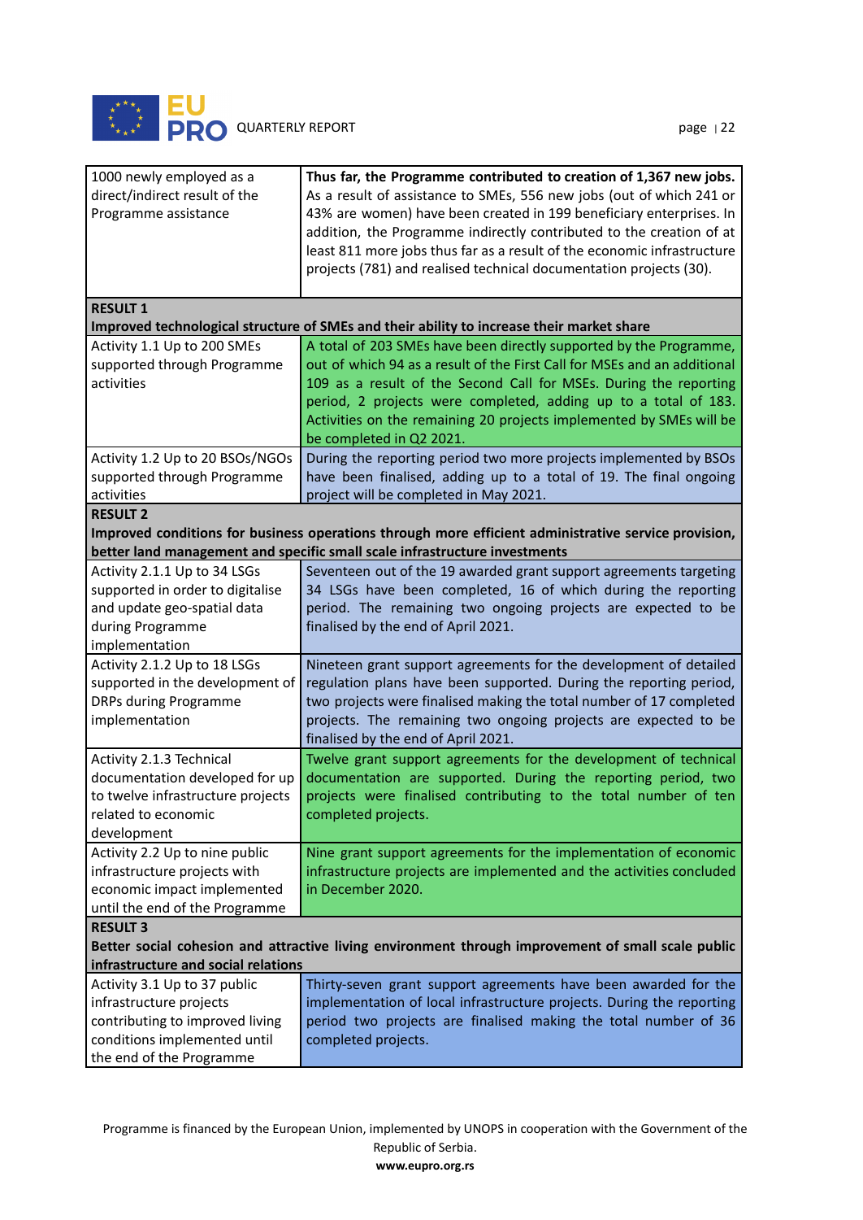| | |
|---|---|
| 1000 newly employed as a direct/indirect result of the Programme assistance | **Thus far, the Programme contributed to creation of 1,367 new jobs.** As a result of assistance to SMEs, 556 new jobs (out of which 241 or 43% are women) have been created in 199 beneficiary enterprises. In addition, the Programme indirectly contributed to the creation of at least 811 more jobs thus far as a result of the economic infrastructure projects (781) and realised technical documentation projects (30). |
| **RESULT 1**<br>**Improved technological structure of SMEs and their ability to increase their market share** | |
| Activity 1.1 Up to 200 SMEs supported through Programme activities | A total of 203 SMEs have been directly supported by the Programme, out of which 94 as a result of the First Call for MSEs and an additional 109 as a result of the Second Call for MSEs. During the reporting period, 2 projects were completed, adding up to a total of 183. Activities on the remaining 20 projects implemented by SMEs will be completed in Q2 2021. |
| Activity 1.2 Up to 20 BSOs/NGOs supported through Programme activities | During the reporting period two more projects implemented by BSOs have been finalised, adding up to a total of 19. The final ongoing project will be completed in May 2021. |
| **RESULT 2**<br>**Improved conditions for business operations through more efficient administrative service provision, better land management and specific small scale infrastructure investments** | |
| Activity 2.1.1 Up to 34 LSGs supported in order to digitalise and update geo-spatial data during Programme implementation | Seventeen out of the 19 awarded grant support agreements targeting 34 LSGs have been completed, 16 of which during the reporting period. The remaining two ongoing projects are expected to be finalised by the end of April 2021. |
| Activity 2.1.2 Up to 18 LSGs supported in the development of DRPs during Programme implementation | Nineteen grant support agreements for the development of detailed regulation plans have been supported. During the reporting period, two projects were finalised making the total number of 17 completed projects. The remaining two ongoing projects are expected to be finalised by the end of April 2021. |
| Activity 2.1.3 Technical documentation developed for up to twelve infrastructure projects related to economic development | Twelve grant support agreements for the development of technical documentation are supported. During the reporting period, two projects were finalised contributing to the total number of ten completed projects. |
| Activity 2.2 Up to nine public infrastructure projects with economic impact implemented until the end of the Programme | Nine grant support agreements for the implementation of economic infrastructure projects are implemented and the activities concluded in December 2020. |
| **RESULT 3**<br>**Better social cohesion and attractive living environment through improvement of small scale public infrastructure and social relations** | |
| Activity 3.1 Up to 37 public infrastructure projects contributing to improved living conditions implemented until the end of the Programme | Thirty-seven grant support agreements have been awarded for the implementation of local infrastructure projects. During the reporting period two projects are finalised making the total number of 36 completed projects. |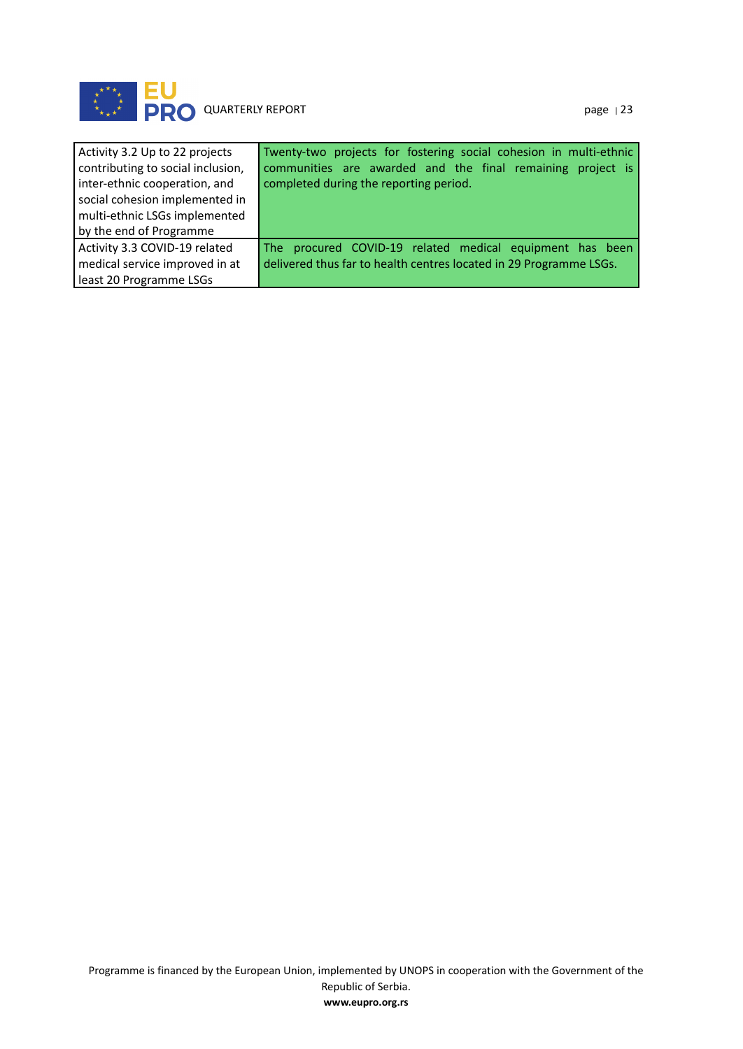| | |
|---|---|
| Activity 3.2 Up to 22 projects contributing to social inclusion, inter-ethnic cooperation, and social cohesion implemented in multi-ethnic LSGs implemented by the end of Programme | Twenty-two projects for fostering social cohesion in multi-ethnic communities are awarded and the final remaining project is completed during the reporting period. |
| Activity 3.3 COVID-19 related medical service improved in at least 20 Programme LSGs | The procured COVID-19 related medical equipment has been delivered thus far to health centres located in 29 Programme LSGs. |